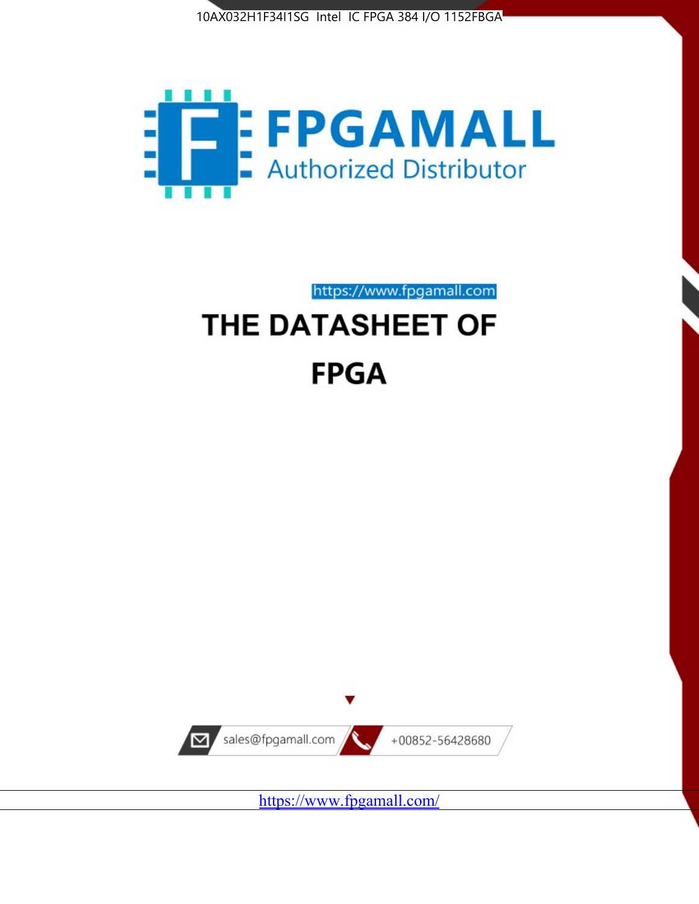10AX032H1F34I1SG Intel IC FPGA 384 I/O 1152FBGA

FPGAMALL

Authorized Distributor

https://www.fpgamall.com

# THE DATASHEET OF

# FPGA

sales@fpgamall.com

+00852-56428680

https://www.fpgamall.com/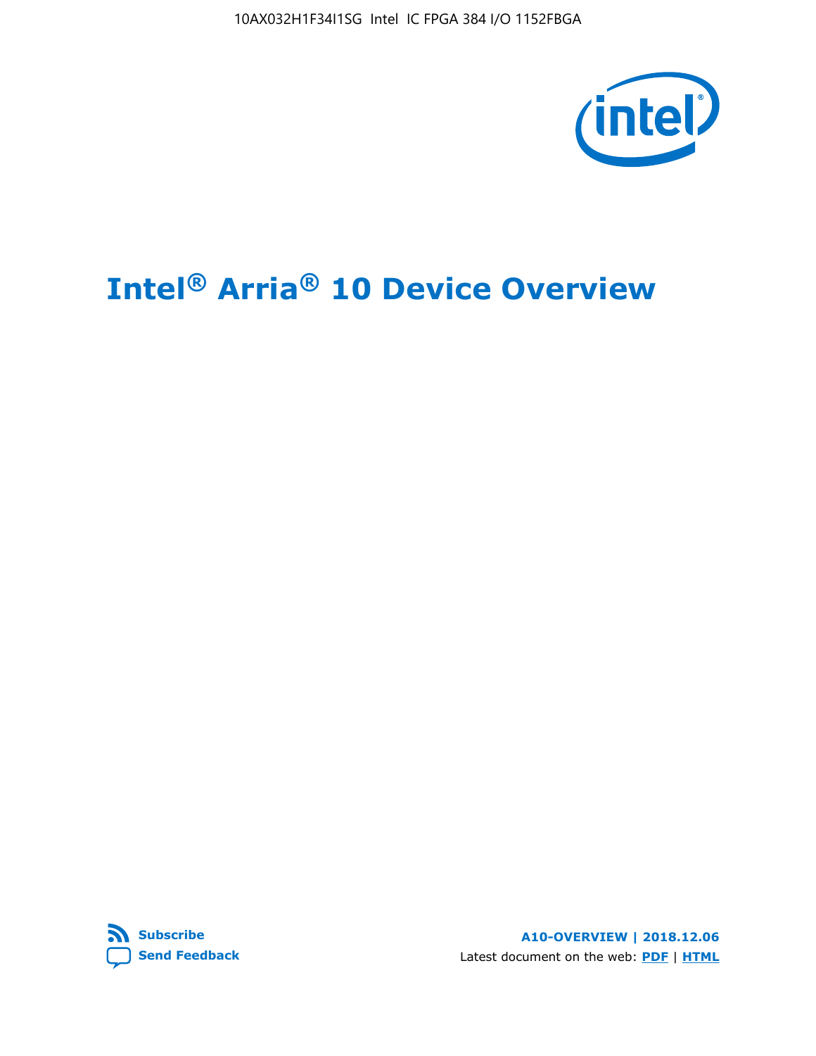# Intel® Arria® 10 Device Overview

**Subscribe**

**Send Feedback**

**A10-OVERVIEW | 2018.12.06**

Latest document on the web: **PDF** | **HTML**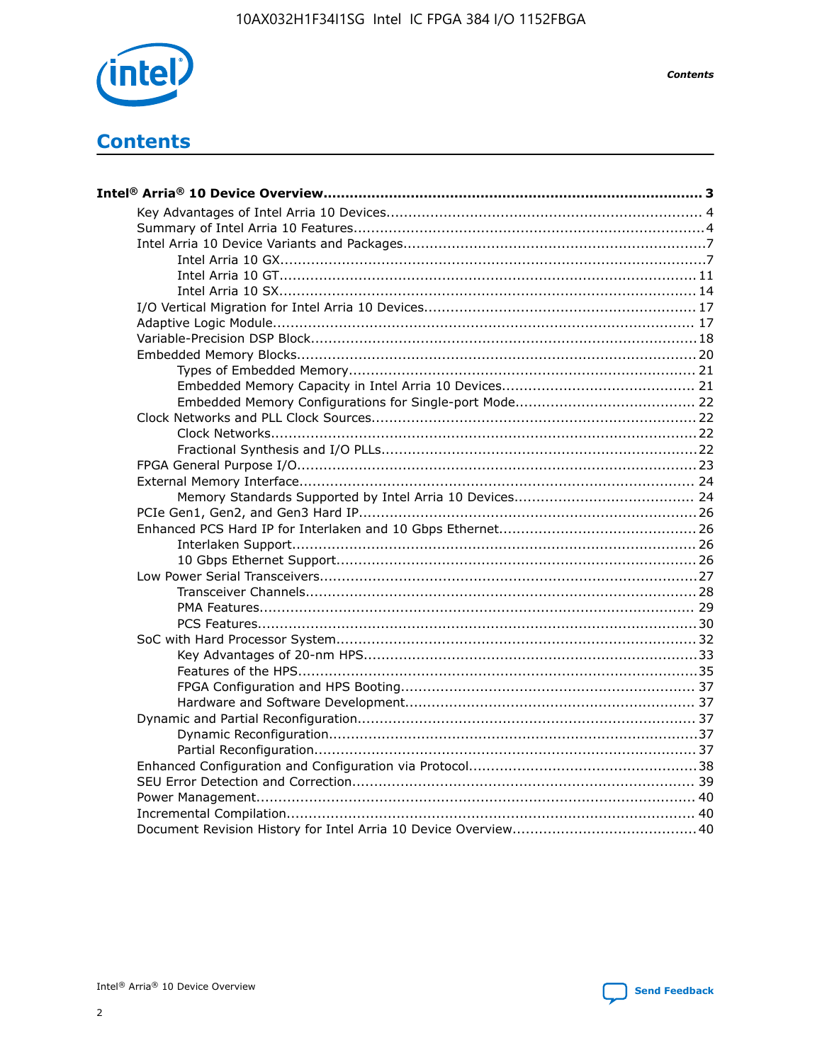# Contents

**Intel® Arria® 10 Device Overview....................................................................................... 3**

- Key Advantages of Intel Arria 10 Devices........................................................................ 4
- Summary of Intel Arria 10 Features................................................................................4
- Intel Arria 10 Device Variants and Packages.....................................................................7
  - Intel Arria 10 GX.................................................................................................7
  - Intel Arria 10 GT............................................................................................... 11
  - Intel Arria 10 SX............................................................................................... 14
- I/O Vertical Migration for Intel Arria 10 Devices.............................................................. 17
- Adaptive Logic Module................................................................................................ 17
- Variable-Precision DSP Block........................................................................................18
- Embedded Memory Blocks........................................................................................... 20
  - Types of Embedded Memory............................................................................... 21
  - Embedded Memory Capacity in Intel Arria 10 Devices............................................ 21
  - Embedded Memory Configurations for Single-port Mode......................................... 22
- Clock Networks and PLL Clock Sources.......................................................................... 22
  - Clock Networks................................................................................................. 22
  - Fractional Synthesis and I/O PLLs........................................................................ 22
- FPGA General Purpose I/O.......................................................................................... 23
- External Memory Interface.......................................................................................... 24
  - Memory Standards Supported by Intel Arria 10 Devices......................................... 24
- PCIe Gen1, Gen2, and Gen3 Hard IP............................................................................. 26
- Enhanced PCS Hard IP for Interlaken and 10 Gbps Ethernet............................................. 26
  - Interlaken Support............................................................................................ 26
  - 10 Gbps Ethernet Support.................................................................................. 26
- Low Power Serial Transceivers..................................................................................... 27
  - Transceiver Channels......................................................................................... 28
  - PMA Features................................................................................................... 29
  - PCS Features................................................................................................... 30
- SoC with Hard Processor System.................................................................................. 32
  - Key Advantages of 20-nm HPS............................................................................ 33
  - Features of the HPS........................................................................................... 35
  - FPGA Configuration and HPS Booting................................................................... 37
  - Hardware and Software Development.................................................................. 37
- Dynamic and Partial Reconfiguration............................................................................. 37
  - Dynamic Reconfiguration.................................................................................... 37
  - Partial Reconfiguration....................................................................................... 37
- Enhanced Configuration and Configuration via Protocol.................................................... 38
- SEU Error Detection and Correction.............................................................................. 39
- Power Management.................................................................................................... 40
- Incremental Compilation............................................................................................. 40
- Document Revision History for Intel Arria 10 Device Overview.......................................... 40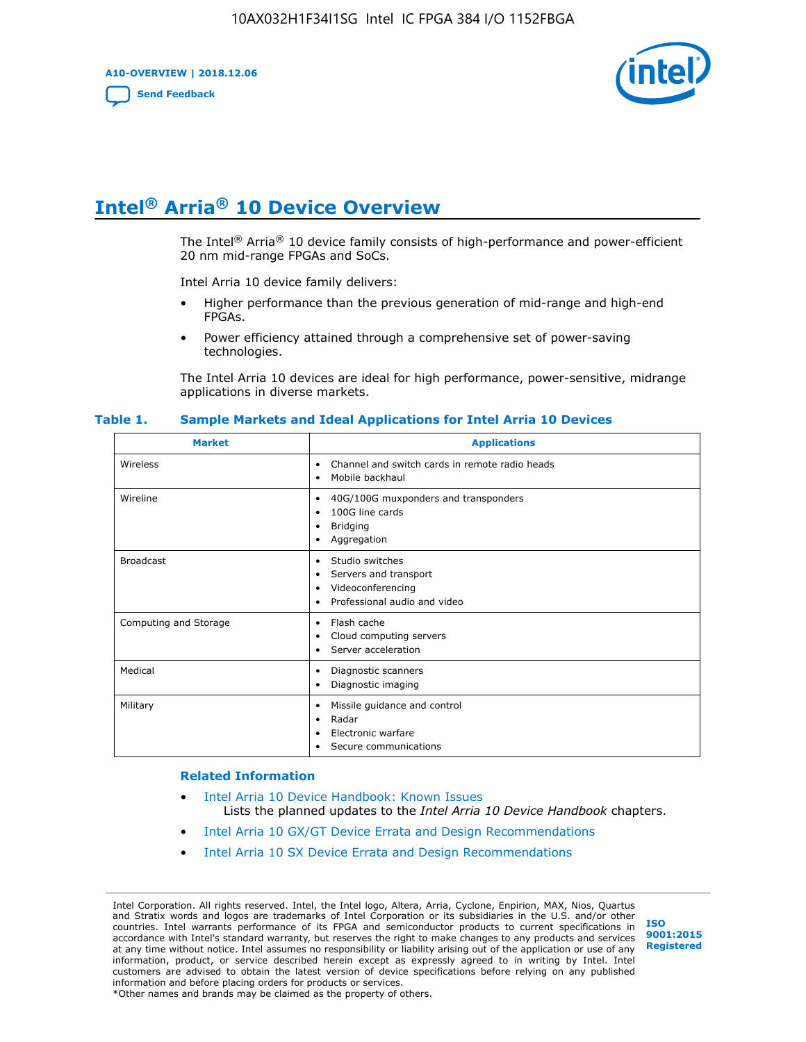# Intel® Arria® 10 Device Overview

The Intel® Arria® 10 device family consists of high-performance and power-efficient 20 nm mid-range FPGAs and SoCs.

Intel Arria 10 device family delivers:

- Higher performance than the previous generation of mid-range and high-end FPGAs.
- Power efficiency attained through a comprehensive set of power-saving technologies.

The Intel Arria 10 devices are ideal for high performance, power-sensitive, midrange applications in diverse markets.

**Table 1. Sample Markets and Ideal Applications for Intel Arria 10 Devices**

| Market | Applications |
|---|---|
| Wireless | • Channel and switch cards in remote radio heads<br>• Mobile backhaul |
| Wireline | • 40G/100G muxponders and transponders<br>• 100G line cards<br>• Bridging<br>• Aggregation |
| Broadcast | • Studio switches<br>• Servers and transport<br>• Videoconferencing<br>• Professional audio and video |
| Computing and Storage | • Flash cache<br>• Cloud computing servers<br>• Server acceleration |
| Medical | • Diagnostic scanners<br>• Diagnostic imaging |
| Military | • Missile guidance and control<br>• Radar<br>• Electronic warfare<br>• Secure communications |

### Related Information

- Intel Arria 10 Device Handbook: Known Issues
  Lists the planned updates to the *Intel Arria 10 Device Handbook* chapters.
- Intel Arria 10 GX/GT Device Errata and Design Recommendations
- Intel Arria 10 SX Device Errata and Design Recommendations

Intel Corporation. All rights reserved. Intel, the Intel logo, Altera, Arria, Cyclone, Enpirion, MAX, Nios, Quartus and Stratix words and logos are trademarks of Intel Corporation or its subsidiaries in the U.S. and/or other countries. Intel warrants performance of its FPGA and semiconductor products to current specifications in accordance with Intel's standard warranty, but reserves the right to make changes to any products and services at any time without notice. Intel assumes no responsibility or liability arising out of the application or use of any information, product, or service described herein except as expressly agreed to in writing by Intel. Intel customers are advised to obtain the latest version of device specifications before relying on any published information and before placing orders for products or services.
*Other names and brands may be claimed as the property of others.

ISO 9001:2015 Registered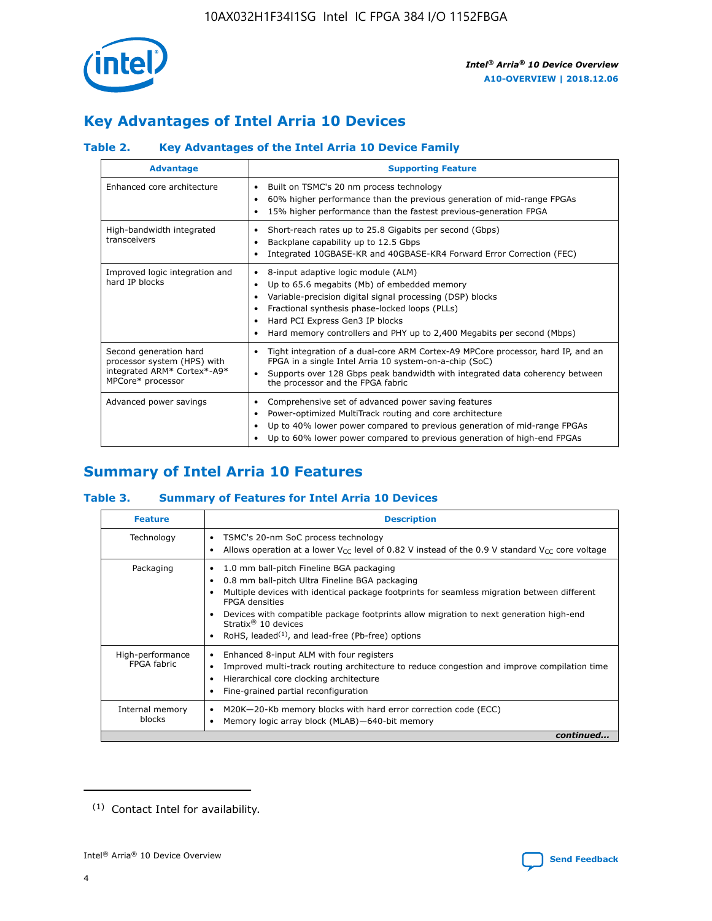## Key Advantages of Intel Arria 10 Devices

### Table 2. Key Advantages of the Intel Arria 10 Device Family

| Advantage | Supporting Feature |
|---|---|
| Enhanced core architecture | • Built on TSMC's 20 nm process technology<br>• 60% higher performance than the previous generation of mid-range FPGAs<br>• 15% higher performance than the fastest previous-generation FPGA |
| High-bandwidth integrated transceivers | • Short-reach rates up to 25.8 Gigabits per second (Gbps)<br>• Backplane capability up to 12.5 Gbps<br>• Integrated 10GBASE-KR and 40GBASE-KR4 Forward Error Correction (FEC) |
| Improved logic integration and hard IP blocks | • 8-input adaptive logic module (ALM)<br>• Up to 65.6 megabits (Mb) of embedded memory<br>• Variable-precision digital signal processing (DSP) blocks<br>• Fractional synthesis phase-locked loops (PLLs)<br>• Hard PCI Express Gen3 IP blocks<br>• Hard memory controllers and PHY up to 2,400 Megabits per second (Mbps) |
| Second generation hard processor system (HPS) with integrated ARM* Cortex*-A9* MPCore* processor | • Tight integration of a dual-core ARM Cortex-A9 MPCore processor, hard IP, and an FPGA in a single Intel Arria 10 system-on-a-chip (SoC)<br>• Supports over 128 Gbps peak bandwidth with integrated data coherency between the processor and the FPGA fabric |
| Advanced power savings | • Comprehensive set of advanced power saving features<br>• Power-optimized MultiTrack routing and core architecture<br>• Up to 40% lower power compared to previous generation of mid-range FPGAs<br>• Up to 60% lower power compared to previous generation of high-end FPGAs |

## Summary of Intel Arria 10 Features

### Table 3. Summary of Features for Intel Arria 10 Devices

| Feature | Description |
|---|---|
| Technology | • TSMC's 20-nm SoC process technology<br>• Allows operation at a lower $V_{CC}$ level of 0.82 V instead of the 0.9 V standard $V_{CC}$ core voltage |
| Packaging | • 1.0 mm ball-pitch Fineline BGA packaging<br>• 0.8 mm ball-pitch Ultra Fineline BGA packaging<br>• Multiple devices with identical package footprints for seamless migration between different FPGA densities<br>• Devices with compatible package footprints allow migration to next generation high-end Stratix® 10 devices<br>• RoHS, leaded[1], and lead-free (Pb-free) options |
| High-performance FPGA fabric | • Enhanced 8-input ALM with four registers<br>• Improved multi-track routing architecture to reduce congestion and improve compilation time<br>• Hierarchical core clocking architecture<br>• Fine-grained partial reconfiguration |
| Internal memory blocks | • M20K—20-Kb memory blocks with hard error correction code (ECC)<br>• Memory logic array block (MLAB)—640-bit memory |

*continued...*

(1) Contact Intel for availability.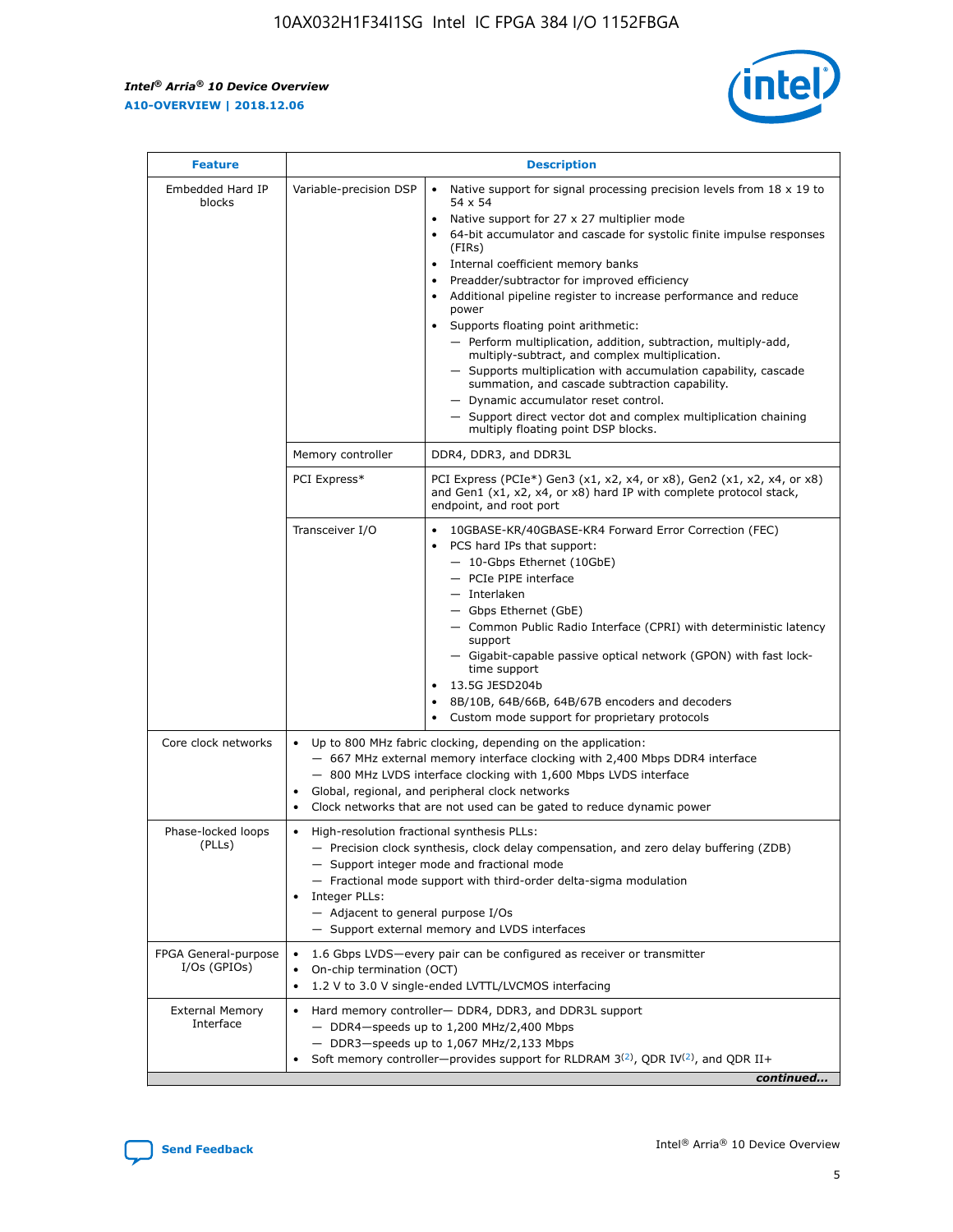| Feature | Description | |
|---|---|---|
| Embedded Hard IP blocks | Variable-precision DSP | • Native support for signal processing precision levels from 18 x 19 to 54 x 54<br>• Native support for 27 x 27 multiplier mode<br>• 64-bit accumulator and cascade for systolic finite impulse responses (FIRs)<br>• Internal coefficient memory banks<br>• Preadder/subtractor for improved efficiency<br>• Additional pipeline register to increase performance and reduce power<br>• Supports floating point arithmetic:<br>— Perform multiplication, addition, subtraction, multiply-add, multiply-subtract, and complex multiplication.<br>— Supports multiplication with accumulation capability, cascade summation, and cascade subtraction capability.<br>— Dynamic accumulator reset control.<br>— Support direct vector dot and complex multiplication chaining multiply floating point DSP blocks. |
| | Memory controller | DDR4, DDR3, and DDR3L |
| | PCI Express* | PCI Express (PCIe*) Gen3 (x1, x2, x4, or x8), Gen2 (x1, x2, x4, or x8) and Gen1 (x1, x2, x4, or x8) hard IP with complete protocol stack, endpoint, and root port |
| | Transceiver I/O | • 10GBASE-KR/40GBASE-KR4 Forward Error Correction (FEC)<br>• PCS hard IPs that support:<br>— 10-Gbps Ethernet (10GbE)<br>— PCIe PIPE interface<br>— Interlaken<br>— Gbps Ethernet (GbE)<br>— Common Public Radio Interface (CPRI) with deterministic latency support<br>— Gigabit-capable passive optical network (GPON) with fast lock-time support<br>• 13.5G JESD204b<br>• 8B/10B, 64B/66B, 64B/67B encoders and decoders<br>• Custom mode support for proprietary protocols |
| Core clock networks | • Up to 800 MHz fabric clocking, depending on the application:<br>— 667 MHz external memory interface clocking with 2,400 Mbps DDR4 interface<br>— 800 MHz LVDS interface clocking with 1,600 Mbps LVDS interface<br>• Global, regional, and peripheral clock networks<br>• Clock networks that are not used can be gated to reduce dynamic power | |
| Phase-locked loops (PLLs) | • High-resolution fractional synthesis PLLs:<br>— Precision clock synthesis, clock delay compensation, and zero delay buffering (ZDB)<br>— Support integer mode and fractional mode<br>— Fractional mode support with third-order delta-sigma modulation<br>• Integer PLLs:<br>— Adjacent to general purpose I/Os<br>— Support external memory and LVDS interfaces | |
| FPGA General-purpose I/Os (GPIOs) | • 1.6 Gbps LVDS—every pair can be configured as receiver or transmitter<br>• On-chip termination (OCT)<br>• 1.2 V to 3.0 V single-ended LVTTL/LVCMOS interfacing | |
| External Memory Interface | • Hard memory controller— DDR4, DDR3, and DDR3L support<br>— DDR4—speeds up to 1,200 MHz/2,400 Mbps<br>— DDR3—speeds up to 1,067 MHz/2,133 Mbps<br>• Soft memory controller—provides support for RLDRAM 3[(2)], QDR IV[(2)], and QDR II+ | |

*continued...*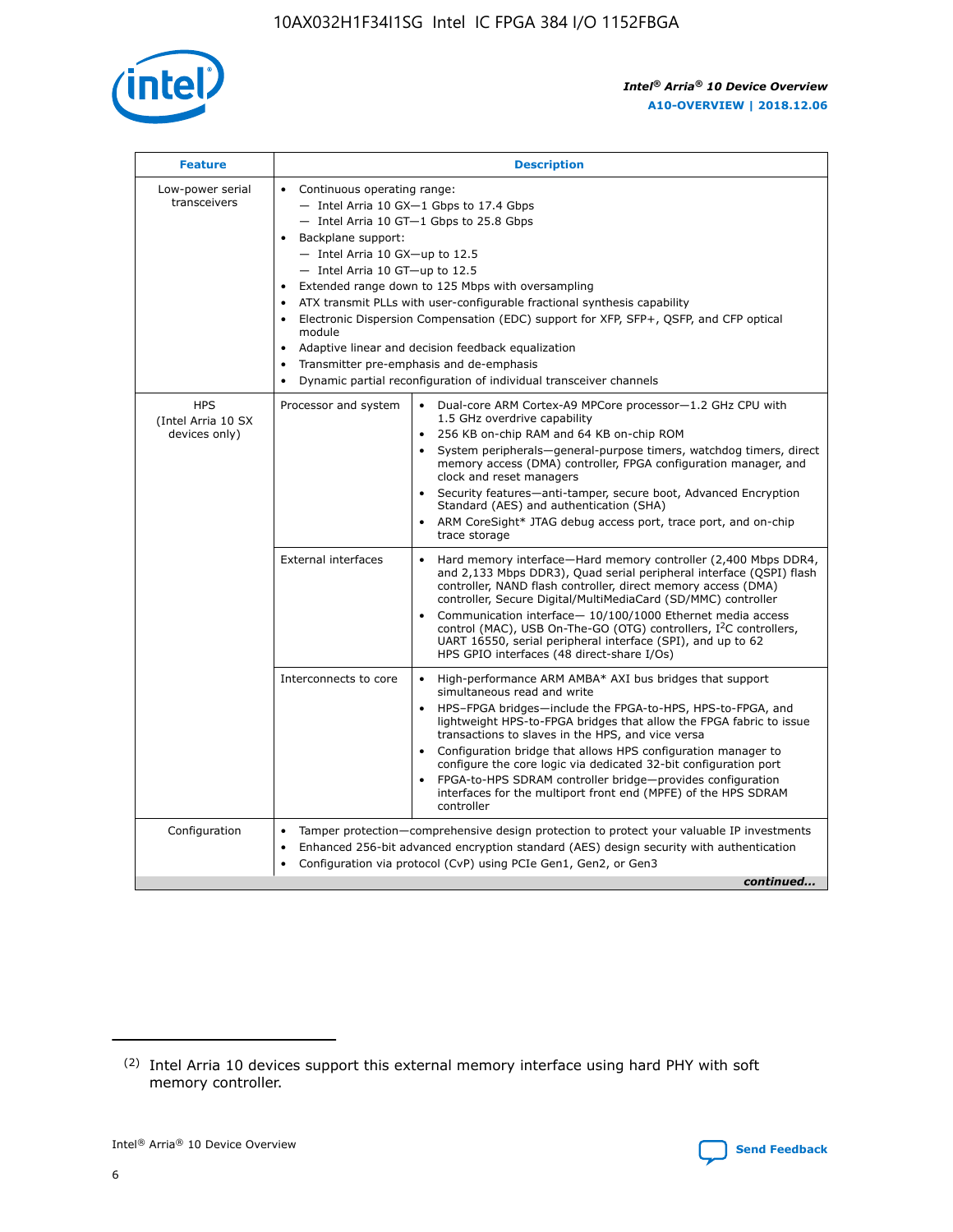| Feature | Description | |
| --- | --- | --- |
| Low-power serial transceivers | • Continuous operating range:<br>— Intel Arria 10 GX—1 Gbps to 17.4 Gbps<br>— Intel Arria 10 GT—1 Gbps to 25.8 Gbps<br>• Backplane support:<br>— Intel Arria 10 GX—up to 12.5<br>— Intel Arria 10 GT—up to 12.5<br>• Extended range down to 125 Mbps with oversampling<br>• ATX transmit PLLs with user-configurable fractional synthesis capability<br>• Electronic Dispersion Compensation (EDC) support for XFP, SFP+, QSFP, and CFP optical module<br>• Adaptive linear and decision feedback equalization<br>• Transmitter pre-emphasis and de-emphasis<br>• Dynamic partial reconfiguration of individual transceiver channels | |
| HPS (Intel Arria 10 SX devices only) | Processor and system | • Dual-core ARM Cortex-A9 MPCore processor—1.2 GHz CPU with 1.5 GHz overdrive capability<br>• 256 KB on-chip RAM and 64 KB on-chip ROM<br>• System peripherals—general-purpose timers, watchdog timers, direct memory access (DMA) controller, FPGA configuration manager, and clock and reset managers<br>• Security features—anti-tamper, secure boot, Advanced Encryption Standard (AES) and authentication (SHA)<br>• ARM CoreSight* JTAG debug access port, trace port, and on-chip trace storage |
| | External interfaces | • Hard memory interface—Hard memory controller (2,400 Mbps DDR4, and 2,133 Mbps DDR3), Quad serial peripheral interface (QSPI) flash controller, NAND flash controller, direct memory access (DMA) controller, Secure Digital/MultiMediaCard (SD/MMC) controller<br>• Communication interface— 10/100/1000 Ethernet media access control (MAC), USB On-The-GO (OTG) controllers, I²C controllers, UART 16550, serial peripheral interface (SPI), and up to 62 HPS GPIO interfaces (48 direct-share I/Os) |
| | Interconnects to core | • High-performance ARM AMBA* AXI bus bridges that support simultaneous read and write<br>• HPS–FPGA bridges—include the FPGA-to-HPS, HPS-to-FPGA, and lightweight HPS-to-FPGA bridges that allow the FPGA fabric to issue transactions to slaves in the HPS, and vice versa<br>• Configuration bridge that allows HPS configuration manager to configure the core logic via dedicated 32-bit configuration port<br>• FPGA-to-HPS SDRAM controller bridge—provides configuration interfaces for the multiport front end (MPFE) of the HPS SDRAM controller |
| Configuration | • Tamper protection—comprehensive design protection to protect your valuable IP investments<br>• Enhanced 256-bit advanced encryption standard (AES) design security with authentication<br>• Configuration via protocol (CvP) using PCIe Gen1, Gen2, or Gen3 | |

*continued...*

(2) Intel Arria 10 devices support this external memory interface using hard PHY with soft memory controller.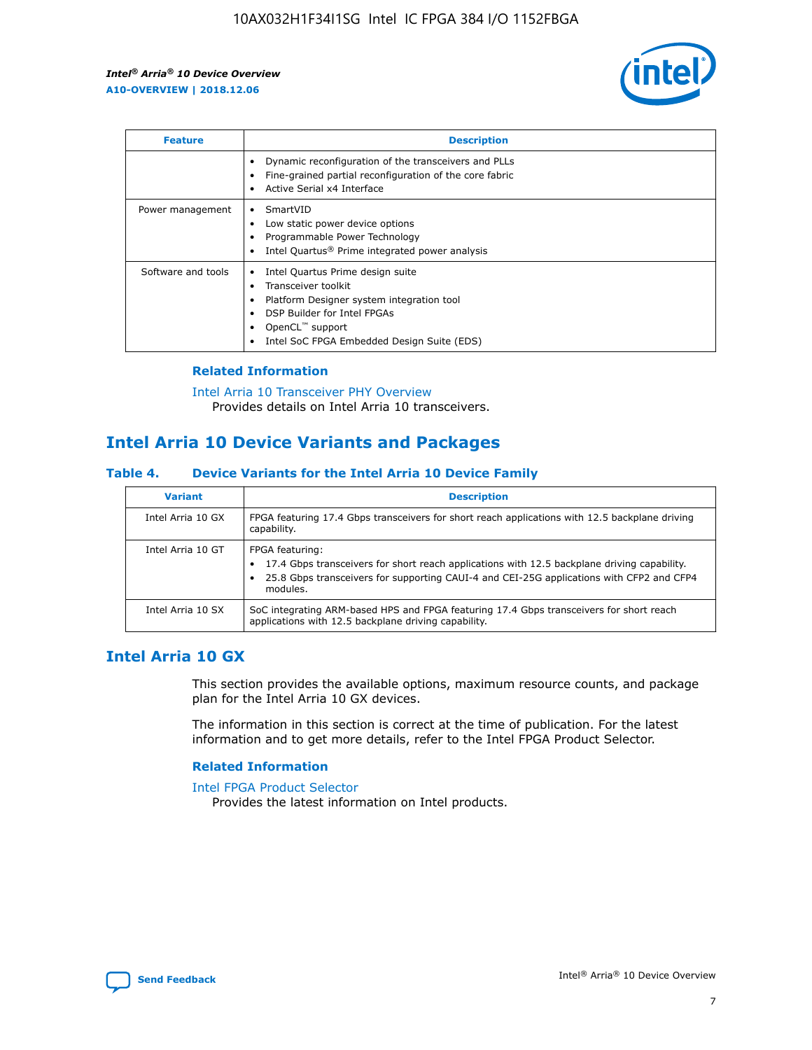| Feature | Description |
| --- | --- |
| | • Dynamic reconfiguration of the transceivers and PLLs<br>• Fine-grained partial reconfiguration of the core fabric<br>• Active Serial x4 Interface |
| Power management | • SmartVID<br>• Low static power device options<br>• Programmable Power Technology<br>• Intel Quartus® Prime integrated power analysis |
| Software and tools | • Intel Quartus Prime design suite<br>• Transceiver toolkit<br>• Platform Designer system integration tool<br>• DSP Builder for Intel FPGAs<br>• OpenCL™ support<br>• Intel SoC FPGA Embedded Design Suite (EDS) |

### Related Information

Intel Arria 10 Transceiver PHY Overview
Provides details on Intel Arria 10 transceivers.

## Intel Arria 10 Device Variants and Packages

### Table 4. Device Variants for the Intel Arria 10 Device Family

| Variant | Description |
| --- | --- |
| Intel Arria 10 GX | FPGA featuring 17.4 Gbps transceivers for short reach applications with 12.5 backplane driving capability. |
| Intel Arria 10 GT | FPGA featuring:<br>• 17.4 Gbps transceivers for short reach applications with 12.5 backplane driving capability.<br>• 25.8 Gbps transceivers for supporting CAUI-4 and CEI-25G applications with CFP2 and CFP4 modules. |
| Intel Arria 10 SX | SoC integrating ARM-based HPS and FPGA featuring 17.4 Gbps transceivers for short reach applications with 12.5 backplane driving capability. |

## Intel Arria 10 GX

This section provides the available options, maximum resource counts, and package plan for the Intel Arria 10 GX devices.

The information in this section is correct at the time of publication. For the latest information and to get more details, refer to the Intel FPGA Product Selector.

### Related Information

Intel FPGA Product Selector
Provides the latest information on Intel products.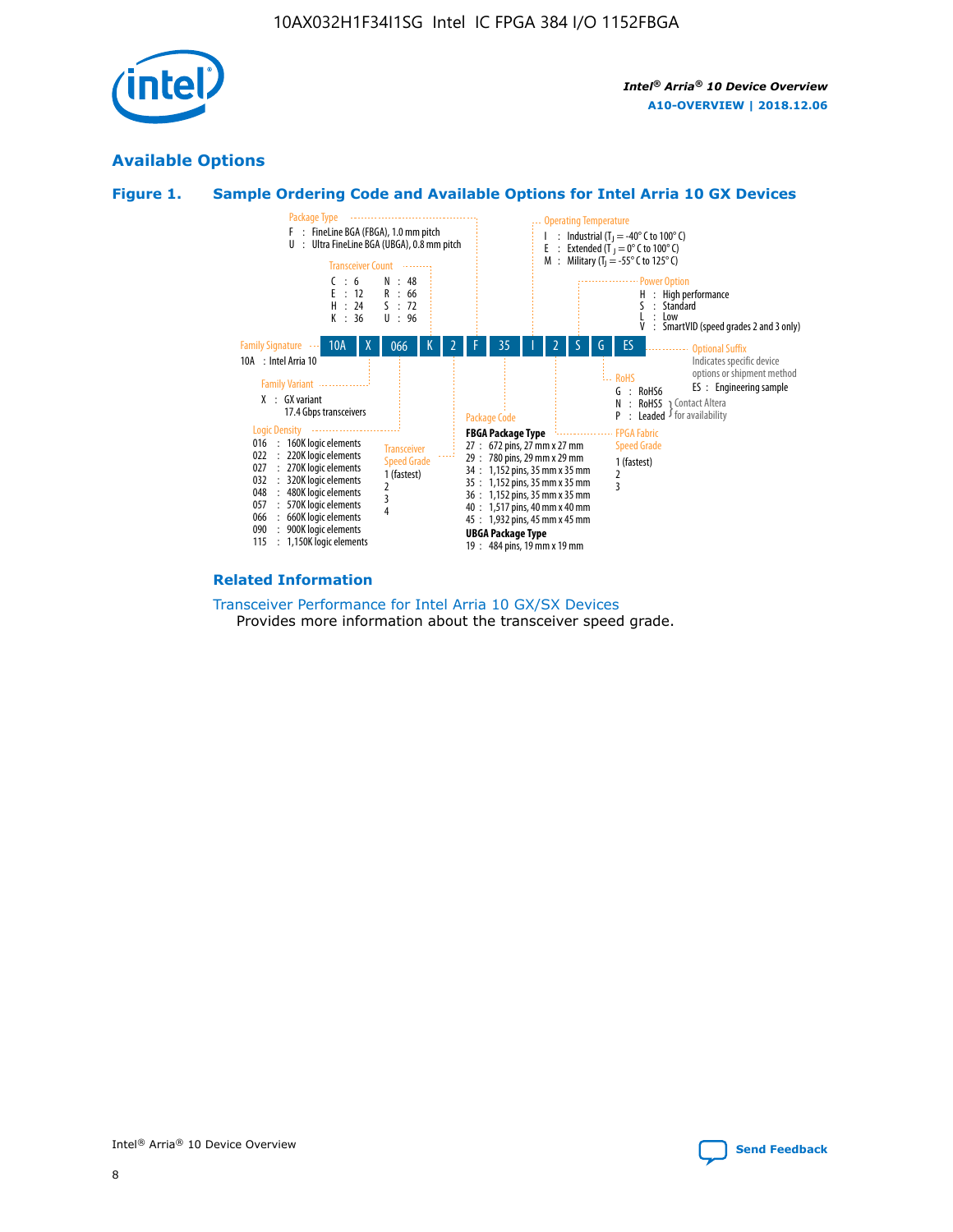## Available Options

### Figure 1. Sample Ordering Code and Available Options for Intel Arria 10 GX Devices

| 10A | X | 066 | K | 2 | F | 35 | I | 2 | S | G | ES |
|---|---|---|---|---|---|---|---|---|---|---|---|

**Family Signature**
- 10A : Intel Arria 10

**Family Variant**
- X : GX variant
  17.4 Gbps transceivers

**Logic Density**
- 016 : 160K logic elements
- 022 : 220K logic elements
- 027 : 270K logic elements
- 032 : 320K logic elements
- 048 : 480K logic elements
- 057 : 570K logic elements
- 066 : 660K logic elements
- 090 : 900K logic elements
- 115 : 1,150K logic elements

**Transceiver Count**
- C : 6
- E : 12
- H : 24
- K : 36
- N : 48
- R : 66
- S : 72
- U : 96

**Transceiver Speed Grade**
- 1 (fastest)
- 2
- 3
- 4

**Package Type**
- F : FineLine BGA (FBGA), 1.0 mm pitch
- U : Ultra FineLine BGA (UBGA), 0.8 mm pitch

**Package Code**

FBGA Package Type
- 27 : 672 pins, 27 mm x 27 mm
- 29 : 780 pins, 29 mm x 29 mm
- 34 : 1,152 pins, 35 mm x 35 mm
- 35 : 1,152 pins, 35 mm x 35 mm
- 36 : 1,152 pins, 35 mm x 35 mm
- 40 : 1,517 pins, 40 mm x 40 mm
- 45 : 1,932 pins, 45 mm x 45 mm

UBGA Package Type
- 19 : 484 pins, 19 mm x 19 mm

**Operating Temperature**
- I : Industrial ($T_J$ = -40° C to 100° C)
- E : Extended ($T_J$ = 0° C to 100° C)
- M : Military ($T_J$ = -55° C to 125° C)

**FPGA Fabric Speed Grade**
- 1 (fastest)
- 2
- 3

**Power Option**
- H : High performance
- S : Standard
- L : Low
- V : SmartVID (speed grades 2 and 3 only)

**RoHS**
- G : RoHS6
- N : RoHS5 (Contact Altera for availability)
- P : Leaded (Contact Altera for availability)

**Optional Suffix**

Indicates specific device options or shipment method
- ES : Engineering sample

### Related Information

Transceiver Performance for Intel Arria 10 GX/SX Devices
Provides more information about the transceiver speed grade.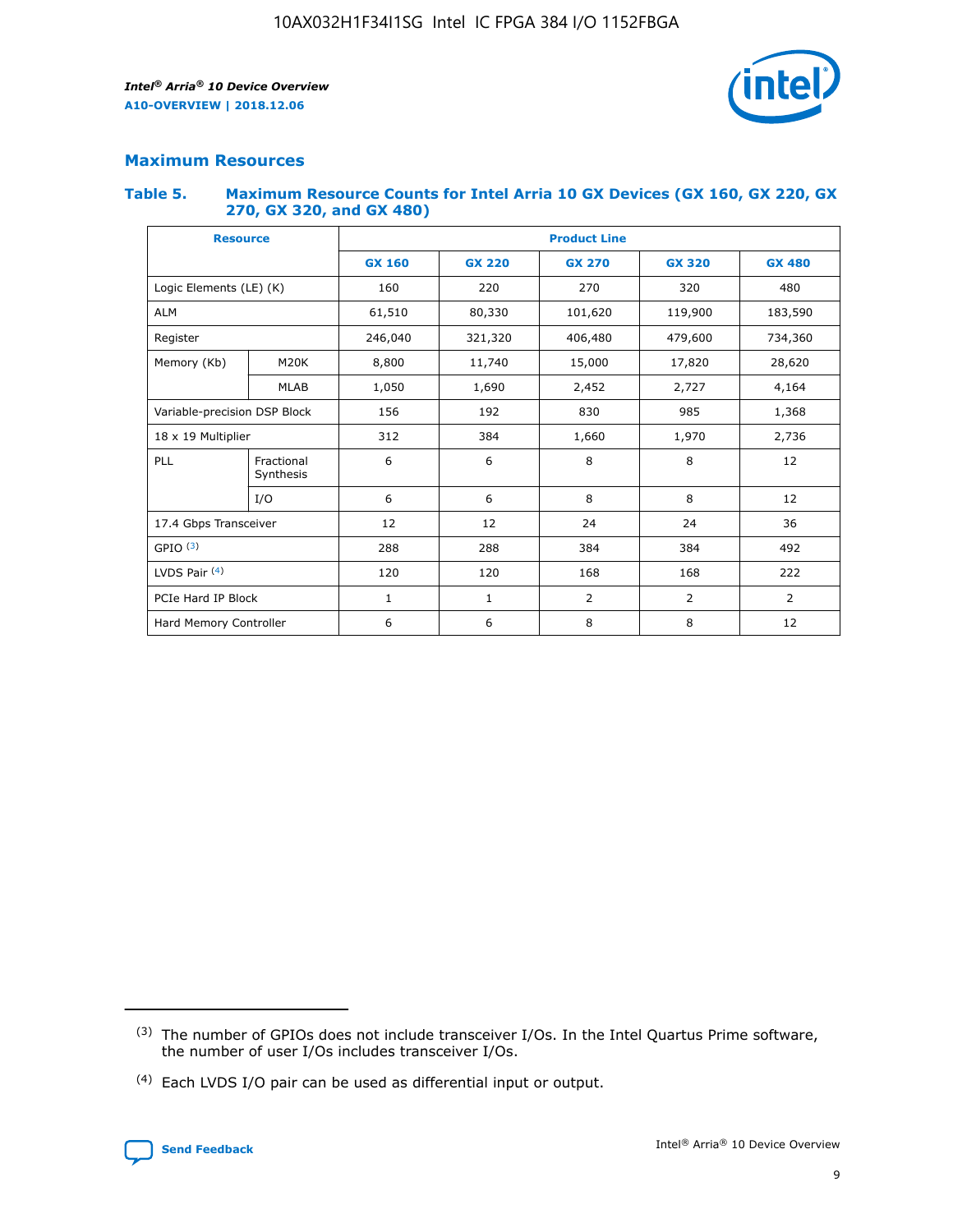## Maximum Resources

### Table 5. Maximum Resource Counts for Intel Arria 10 GX Devices (GX 160, GX 220, GX 270, GX 320, and GX 480)

| Resource | | Product Line | | | | |
|---|---|---|---|---|---|---|
| | | GX 160 | GX 220 | GX 270 | GX 320 | GX 480 |
| Logic Elements (LE) (K) | | 160 | 220 | 270 | 320 | 480 |
| ALM | | 61,510 | 80,330 | 101,620 | 119,900 | 183,590 |
| Register | | 246,040 | 321,320 | 406,480 | 479,600 | 734,360 |
| Memory (Kb) | M20K | 8,800 | 11,740 | 15,000 | 17,820 | 28,620 |
| | MLAB | 1,050 | 1,690 | 2,452 | 2,727 | 4,164 |
| Variable-precision DSP Block | | 156 | 192 | 830 | 985 | 1,368 |
| 18 x 19 Multiplier | | 312 | 384 | 1,660 | 1,970 | 2,736 |
| PLL | Fractional Synthesis | 6 | 6 | 8 | 8 | 12 |
| | I/O | 6 | 6 | 8 | 8 | 12 |
| 17.4 Gbps Transceiver | | 12 | 12 | 24 | 24 | 36 |
| GPIO [(3)] | | 288 | 288 | 384 | 384 | 492 |
| LVDS Pair [(4)] | | 120 | 120 | 168 | 168 | 222 |
| PCIe Hard IP Block | | 1 | 1 | 2 | 2 | 2 |
| Hard Memory Controller | | 6 | 6 | 8 | 8 | 12 |

(3) The number of GPIOs does not include transceiver I/Os. In the Intel Quartus Prime software, the number of user I/Os includes transceiver I/Os.

(4) Each LVDS I/O pair can be used as differential input or output.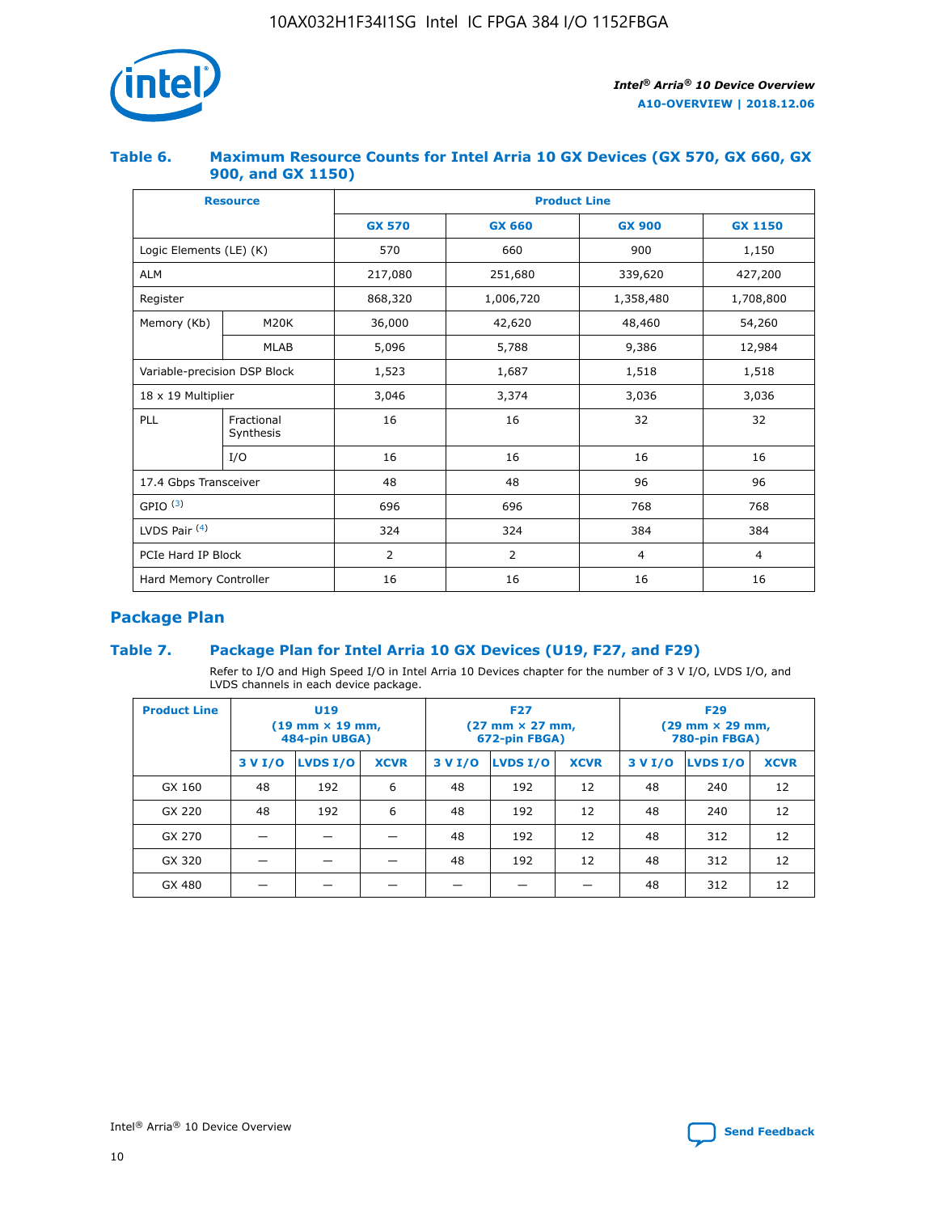### Table 6. Maximum Resource Counts for Intel Arria 10 GX Devices (GX 570, GX 660, GX 900, and GX 1150)

| Resource | | Product Line | | | |
|---|---|---|---|---|---|
| | | GX 570 | GX 660 | GX 900 | GX 1150 |
| Logic Elements (LE) (K) | | 570 | 660 | 900 | 1,150 |
| ALM | | 217,080 | 251,680 | 339,620 | 427,200 |
| Register | | 868,320 | 1,006,720 | 1,358,480 | 1,708,800 |
| Memory (Kb) | M20K | 36,000 | 42,620 | 48,460 | 54,260 |
| | MLAB | 5,096 | 5,788 | 9,386 | 12,984 |
| Variable-precision DSP Block | | 1,523 | 1,687 | 1,518 | 1,518 |
| 18 x 19 Multiplier | | 3,046 | 3,374 | 3,036 | 3,036 |
| PLL | Fractional Synthesis | 16 | 16 | 32 | 32 |
| | I/O | 16 | 16 | 16 | 16 |
| 17.4 Gbps Transceiver | | 48 | 48 | 96 | 96 |
| GPIO [(3)] | | 696 | 696 | 768 | 768 |
| LVDS Pair [(4)] | | 324 | 324 | 384 | 384 |
| PCIe Hard IP Block | | 2 | 2 | 4 | 4 |
| Hard Memory Controller | | 16 | 16 | 16 | 16 |

## Package Plan

### Table 7. Package Plan for Intel Arria 10 GX Devices (U19, F27, and F29)

Refer to I/O and High Speed I/O in Intel Arria 10 Devices chapter for the number of 3 V I/O, LVDS I/O, and LVDS channels in each device package.

| Product Line | U19 (19 mm × 19 mm, 484-pin UBGA) | | | F27 (27 mm × 27 mm, 672-pin FBGA) | | | F29 (29 mm × 29 mm, 780-pin FBGA) | | |
|---|---|---|---|---|---|---|---|---|---|
| | 3 V I/O | LVDS I/O | XCVR | 3 V I/O | LVDS I/O | XCVR | 3 V I/O | LVDS I/O | XCVR |
| GX 160 | 48 | 192 | 6 | 48 | 192 | 12 | 48 | 240 | 12 |
| GX 220 | 48 | 192 | 6 | 48 | 192 | 12 | 48 | 240 | 12 |
| GX 270 | — | — | — | 48 | 192 | 12 | 48 | 312 | 12 |
| GX 320 | — | — | — | 48 | 192 | 12 | 48 | 312 | 12 |
| GX 480 | — | — | — | — | — | — | 48 | 312 | 12 |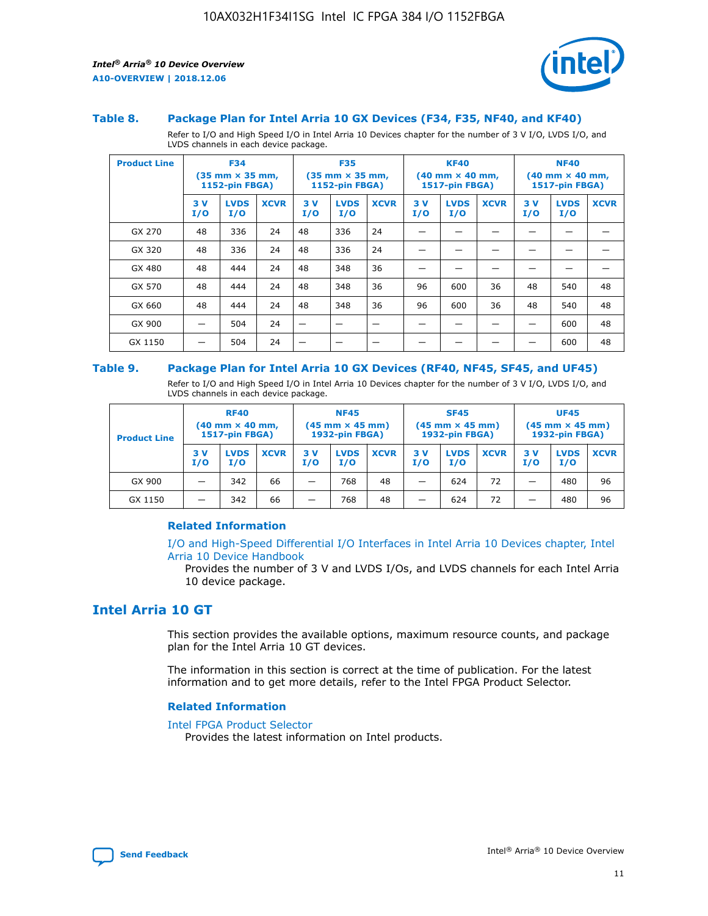### Table 8. Package Plan for Intel Arria 10 GX Devices (F34, F35, NF40, and KF40)

Refer to I/O and High Speed I/O in Intel Arria 10 Devices chapter for the number of 3 V I/O, LVDS I/O, and LVDS channels in each device package.

| Product Line | F34 (35 mm × 35 mm, 1152-pin FBGA) | | | F35 (35 mm × 35 mm, 1152-pin FBGA) | | | KF40 (40 mm × 40 mm, 1517-pin FBGA) | | | NF40 (40 mm × 40 mm, 1517-pin FBGA) | | |
|---|---|---|---|---|---|---|---|---|---|---|---|---|
| | 3 V I/O | LVDS I/O | XCVR | 3 V I/O | LVDS I/O | XCVR | 3 V I/O | LVDS I/O | XCVR | 3 V I/O | LVDS I/O | XCVR |
| GX 270 | 48 | 336 | 24 | 48 | 336 | 24 | — | — | — | — | — | — |
| GX 320 | 48 | 336 | 24 | 48 | 336 | 24 | — | — | — | — | — | — |
| GX 480 | 48 | 444 | 24 | 48 | 348 | 36 | — | — | — | — | — | — |
| GX 570 | 48 | 444 | 24 | 48 | 348 | 36 | 96 | 600 | 36 | 48 | 540 | 48 |
| GX 660 | 48 | 444 | 24 | 48 | 348 | 36 | 96 | 600 | 36 | 48 | 540 | 48 |
| GX 900 | — | 504 | 24 | — | — | — | — | — | — | — | 600 | 48 |
| GX 1150 | — | 504 | 24 | — | — | — | — | — | — | — | 600 | 48 |

### Table 9. Package Plan for Intel Arria 10 GX Devices (RF40, NF45, SF45, and UF45)

Refer to I/O and High Speed I/O in Intel Arria 10 Devices chapter for the number of 3 V I/O, LVDS I/O, and LVDS channels in each device package.

| Product Line | RF40 (40 mm × 40 mm, 1517-pin FBGA) | | | NF45 (45 mm × 45 mm) 1932-pin FBGA) | | | SF45 (45 mm × 45 mm) 1932-pin FBGA) | | | UF45 (45 mm × 45 mm) 1932-pin FBGA) | | |
|---|---|---|---|---|---|---|---|---|---|---|---|---|
| | 3 V I/O | LVDS I/O | XCVR | 3 V I/O | LVDS I/O | XCVR | 3 V I/O | LVDS I/O | XCVR | 3 V I/O | LVDS I/O | XCVR |
| GX 900 | — | 342 | 66 | — | 768 | 48 | — | 624 | 72 | — | 480 | 96 |
| GX 1150 | — | 342 | 66 | — | 768 | 48 | — | 624 | 72 | — | 480 | 96 |

#### Related Information

I/O and High-Speed Differential I/O Interfaces in Intel Arria 10 Devices chapter, Intel Arria 10 Device Handbook

Provides the number of 3 V and LVDS I/Os, and LVDS channels for each Intel Arria 10 device package.

## Intel Arria 10 GT

This section provides the available options, maximum resource counts, and package plan for the Intel Arria 10 GT devices.

The information in this section is correct at the time of publication. For the latest information and to get more details, refer to the Intel FPGA Product Selector.

#### Related Information

Intel FPGA Product Selector

Provides the latest information on Intel products.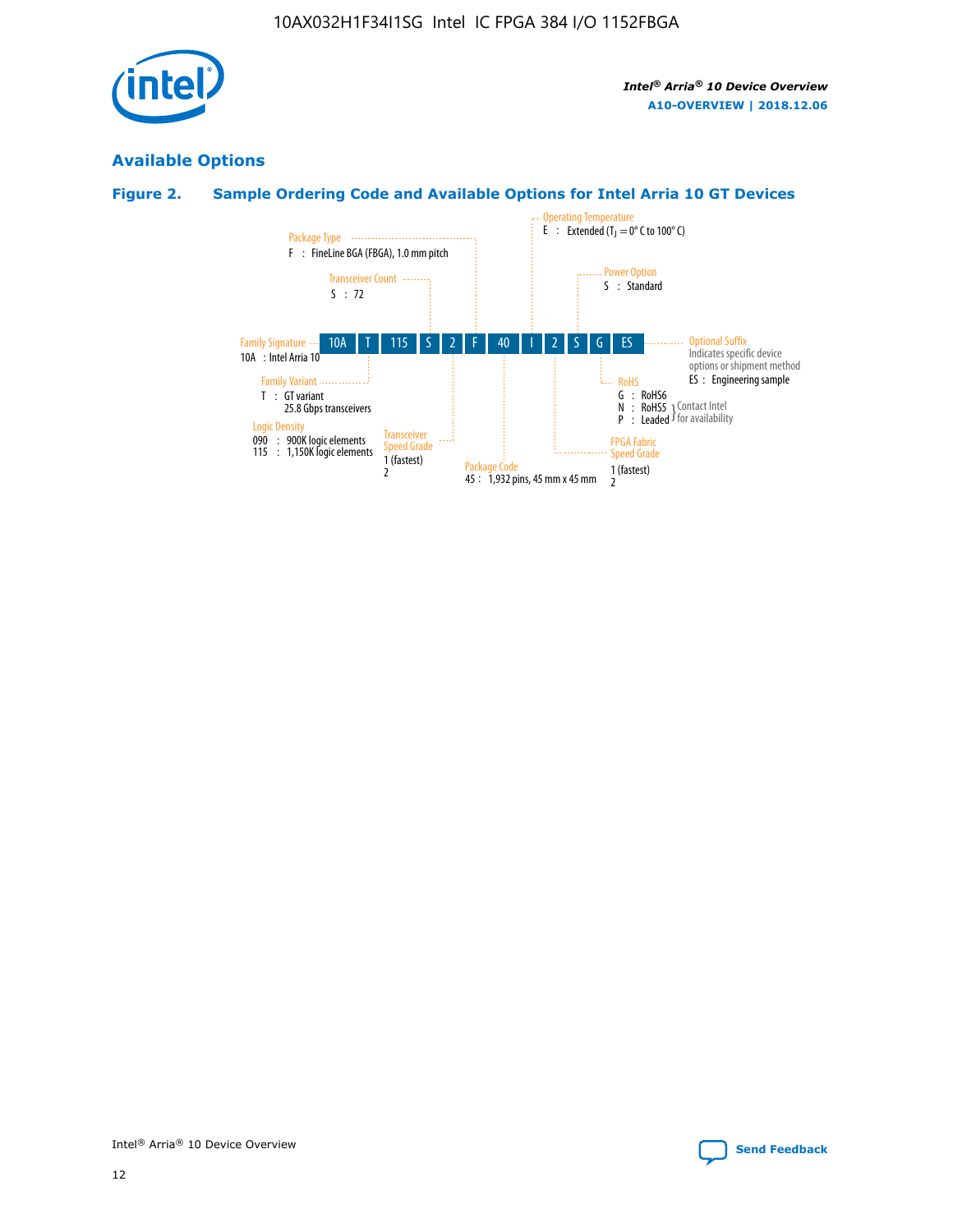## Available Options

### Figure 2. Sample Ordering Code and Available Options for Intel Arria 10 GT Devices

| 10A | T | 115 | S | 2 | F | 40 | I | 2 | S | G | ES |
|---|---|---|---|---|---|---|---|---|---|---|---|

**Family Signature**
10A : Intel Arria 10

**Family Variant**
T : GT variant
25.8 Gbps transceivers

**Logic Density**
090 : 900K logic elements
115 : 1,150K logic elements

**Transceiver Count**
S : 72

**Transceiver Speed Grade**
1 (fastest)
2

**Package Type**
F : FineLine BGA (FBGA), 1.0 mm pitch

**Package Code**
45 : 1,932 pins, 45 mm x 45 mm

**Operating Temperature**
E : Extended ($T_J$ = 0° C to 100° C)

**FPGA Fabric Speed Grade**
1 (fastest)
2

**Power Option**
S : Standard

**RoHS**
G : RoHS6
N : RoHS5 } Contact Intel for availability
P : Leaded } Contact Intel for availability

**Optional Suffix**
Indicates specific device options or shipment method
ES : Engineering sample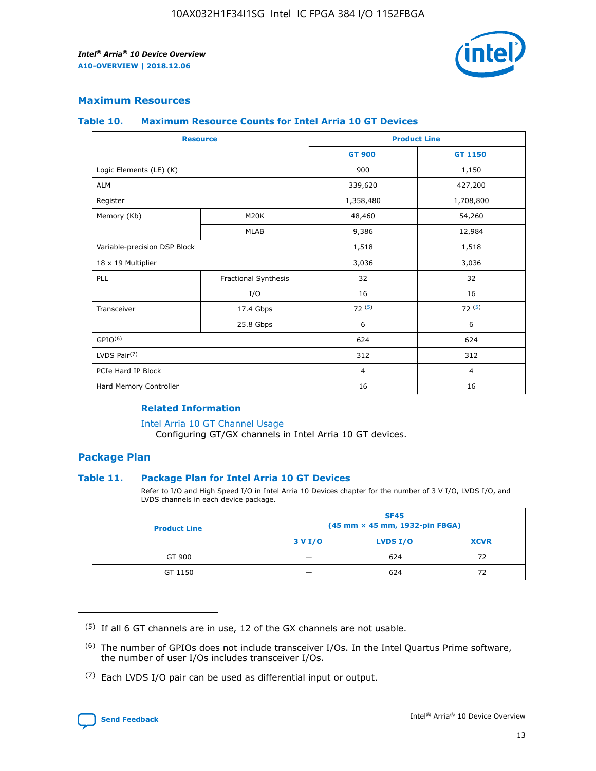## Maximum Resources

### Table 10. Maximum Resource Counts for Intel Arria 10 GT Devices

| Resource | | Product Line | |
|---|---|---|---|
| | | GT 900 | GT 1150 |
| Logic Elements (LE) (K) | | 900 | 1,150 |
| ALM | | 339,620 | 427,200 |
| Register | | 1,358,480 | 1,708,800 |
| Memory (Kb) | M20K | 48,460 | 54,260 |
| | MLAB | 9,386 | 12,984 |
| Variable-precision DSP Block | | 1,518 | 1,518 |
| 18 x 19 Multiplier | | 3,036 | 3,036 |
| PLL | Fractional Synthesis | 32 | 32 |
| | I/O | 16 | 16 |
| Transceiver | 17.4 Gbps | 72 [(5)] | 72 [(5)] |
| | 25.8 Gbps | 6 | 6 |
| GPIO[(6)] | | 624 | 624 |
| LVDS Pair[(7)] | | 312 | 312 |
| PCIe Hard IP Block | | 4 | 4 |
| Hard Memory Controller | | 16 | 16 |

#### Related Information

Intel Arria 10 GT Channel Usage
Configuring GT/GX channels in Intel Arria 10 GT devices.

## Package Plan

### Table 11. Package Plan for Intel Arria 10 GT Devices

Refer to I/O and High Speed I/O in Intel Arria 10 Devices chapter for the number of 3 V I/O, LVDS I/O, and LVDS channels in each device package.

| Product Line | SF45 (45 mm × 45 mm, 1932-pin FBGA) | | |
|---|---|---|---|
| | 3 V I/O | LVDS I/O | XCVR |
| GT 900 | — | 624 | 72 |
| GT 1150 | — | 624 | 72 |

(5) If all 6 GT channels are in use, 12 of the GX channels are not usable.

(6) The number of GPIOs does not include transceiver I/Os. In the Intel Quartus Prime software, the number of user I/Os includes transceiver I/Os.

(7) Each LVDS I/O pair can be used as differential input or output.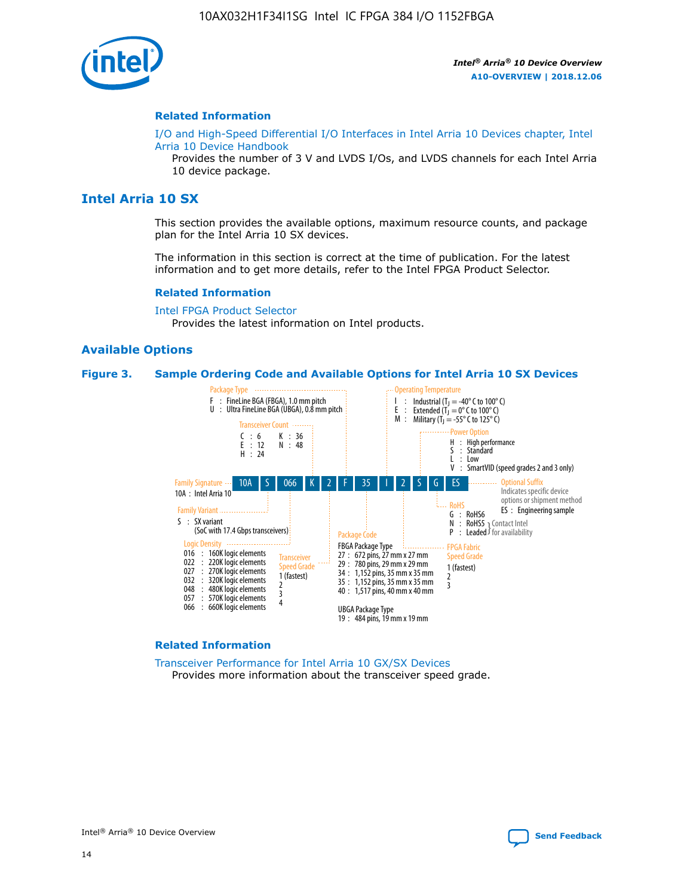## Related Information

I/O and High-Speed Differential I/O Interfaces in Intel Arria 10 Devices chapter, Intel Arria 10 Device Handbook

Provides the number of 3 V and LVDS I/Os, and LVDS channels for each Intel Arria 10 device package.

# Intel Arria 10 SX

This section provides the available options, maximum resource counts, and package plan for the Intel Arria 10 SX devices.

The information in this section is correct at the time of publication. For the latest information and to get more details, refer to the Intel FPGA Product Selector.

## Related Information

Intel FPGA Product Selector

Provides the latest information on Intel products.

## Available Options

**Figure 3. Sample Ordering Code and Available Options for Intel Arria 10 SX Devices**

Sample ordering code: 10A S 066 K 2 F 35 I 2 S G ES

- **Family Signature**
  - 10A : Intel Arria 10
- **Family Variant**
  - S : SX variant (SoC with 17.4 Gbps transceivers)
- **Logic Density**
  - 016 : 160K logic elements
  - 022 : 220K logic elements
  - 027 : 270K logic elements
  - 032 : 320K logic elements
  - 048 : 480K logic elements
  - 057 : 570K logic elements
  - 066 : 660K logic elements
- **Transceiver Count**
  - C : 6
  - E : 12
  - H : 24
  - K : 36
  - N : 48
- **Transceiver Speed Grade**
  - 1 (fastest)
  - 2
  - 3
  - 4
- **Package Type**
  - F : FineLine BGA (FBGA), 1.0 mm pitch
  - U : Ultra FineLine BGA (UBGA), 0.8 mm pitch
- **Package Code**
  - FBGA Package Type
    - 27 : 672 pins, 27 mm x 27 mm
    - 29 : 780 pins, 29 mm x 29 mm
    - 34 : 1,152 pins, 35 mm x 35 mm
    - 35 : 1,152 pins, 35 mm x 35 mm
    - 40 : 1,517 pins, 40 mm x 40 mm
  - UBGA Package Type
    - 19 : 484 pins, 19 mm x 19 mm
- **Operating Temperature**
  - I : Industrial ($T_J$ = -40° C to 100° C)
  - E : Extended ($T_J$ = 0° C to 100° C)
  - M : Military ($T_J$ = -55° C to 125° C)
- **FPGA Fabric Speed Grade**
  - 1 (fastest)
  - 2
  - 3
- **Power Option**
  - H : High performance
  - S : Standard
  - L : Low
  - V : SmartVID (speed grades 2 and 3 only)
- **RoHS**
  - G : RoHS6
  - N : RoHS5 (Contact Intel for availability)
  - P : Leaded (Contact Intel for availability)
- **Optional Suffix**
  - Indicates specific device options or shipment method
  - ES : Engineering sample

## Related Information

Transceiver Performance for Intel Arria 10 GX/SX Devices

Provides more information about the transceiver speed grade.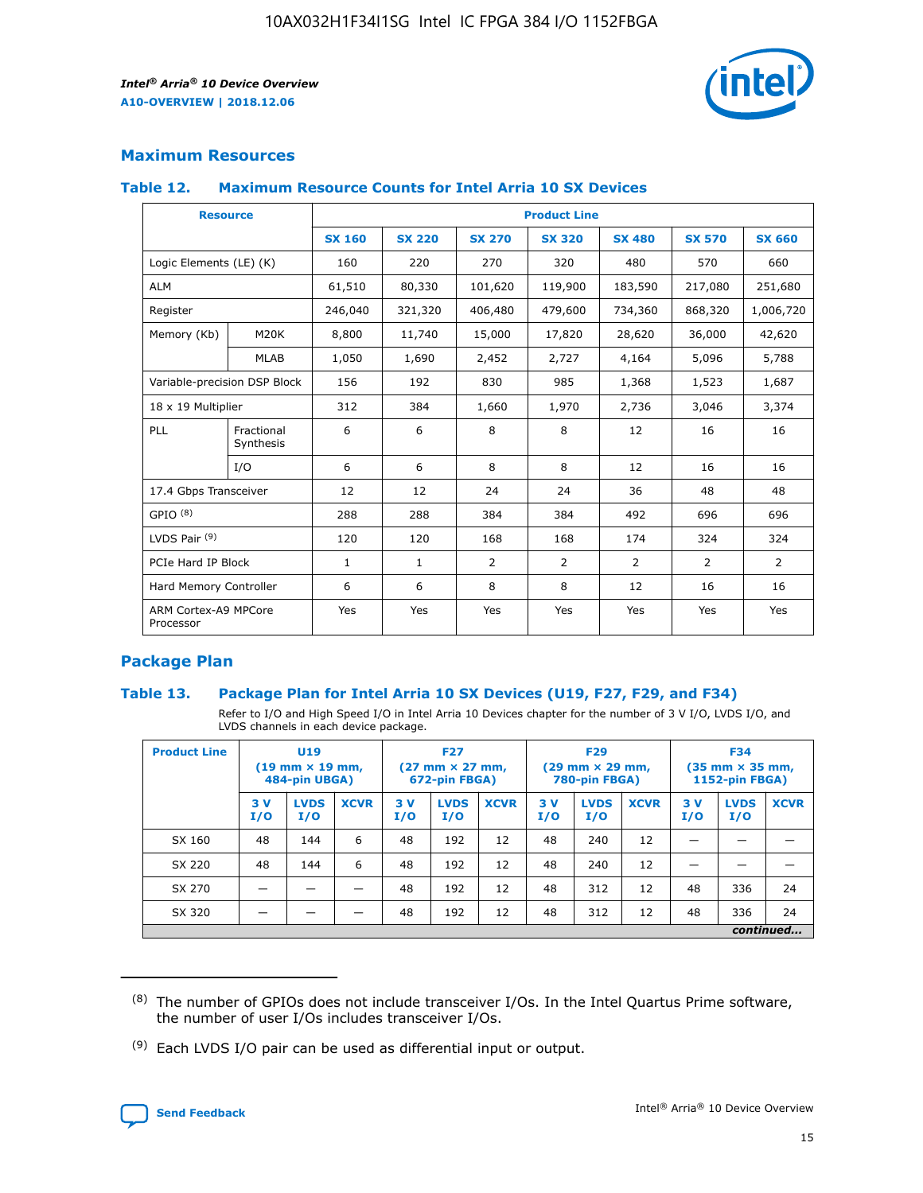## Maximum Resources

### Table 12. Maximum Resource Counts for Intel Arria 10 SX Devices

| Resource | | Product Line | | | | | | |
|---|---|---|---|---|---|---|---|---|
| | | SX 160 | SX 220 | SX 270 | SX 320 | SX 480 | SX 570 | SX 660 |
| Logic Elements (LE) (K) | | 160 | 220 | 270 | 320 | 480 | 570 | 660 |
| ALM | | 61,510 | 80,330 | 101,620 | 119,900 | 183,590 | 217,080 | 251,680 |
| Register | | 246,040 | 321,320 | 406,480 | 479,600 | 734,360 | 868,320 | 1,006,720 |
| Memory (Kb) | M20K | 8,800 | 11,740 | 15,000 | 17,820 | 28,620 | 36,000 | 42,620 |
| | MLAB | 1,050 | 1,690 | 2,452 | 2,727 | 4,164 | 5,096 | 5,788 |
| Variable-precision DSP Block | | 156 | 192 | 830 | 985 | 1,368 | 1,523 | 1,687 |
| 18 x 19 Multiplier | | 312 | 384 | 1,660 | 1,970 | 2,736 | 3,046 | 3,374 |
| PLL | Fractional Synthesis | 6 | 6 | 8 | 8 | 12 | 16 | 16 |
| | I/O | 6 | 6 | 8 | 8 | 12 | 16 | 16 |
| 17.4 Gbps Transceiver | | 12 | 12 | 24 | 24 | 36 | 48 | 48 |
| GPIO [8] | | 288 | 288 | 384 | 384 | 492 | 696 | 696 |
| LVDS Pair [9] | | 120 | 120 | 168 | 168 | 174 | 324 | 324 |
| PCIe Hard IP Block | | 1 | 1 | 2 | 2 | 2 | 2 | 2 |
| Hard Memory Controller | | 6 | 6 | 8 | 8 | 12 | 16 | 16 |
| ARM Cortex-A9 MPCore Processor | | Yes | Yes | Yes | Yes | Yes | Yes | Yes |

## Package Plan

### Table 13. Package Plan for Intel Arria 10 SX Devices (U19, F27, F29, and F34)

Refer to I/O and High Speed I/O in Intel Arria 10 Devices chapter for the number of 3 V I/O, LVDS I/O, and LVDS channels in each device package.

| Product Line | U19 (19 mm × 19 mm, 484-pin UBGA) | | | F27 (27 mm × 27 mm, 672-pin FBGA) | | | F29 (29 mm × 29 mm, 780-pin FBGA) | | | F34 (35 mm × 35 mm, 1152-pin FBGA) | | |
|---|---|---|---|---|---|---|---|---|---|---|---|---|
| | 3 V I/O | LVDS I/O | XCVR | 3 V I/O | LVDS I/O | XCVR | 3 V I/O | LVDS I/O | XCVR | 3 V I/O | LVDS I/O | XCVR |
| SX 160 | 48 | 144 | 6 | 48 | 192 | 12 | 48 | 240 | 12 | — | — | — |
| SX 220 | 48 | 144 | 6 | 48 | 192 | 12 | 48 | 240 | 12 | — | — | — |
| SX 270 | — | — | — | 48 | 192 | 12 | 48 | 312 | 12 | 48 | 336 | 24 |
| SX 320 | — | — | — | 48 | 192 | 12 | 48 | 312 | 12 | 48 | 336 | 24 |

*continued...*

(8) The number of GPIOs does not include transceiver I/Os. In the Intel Quartus Prime software, the number of user I/Os includes transceiver I/Os.

(9) Each LVDS I/O pair can be used as differential input or output.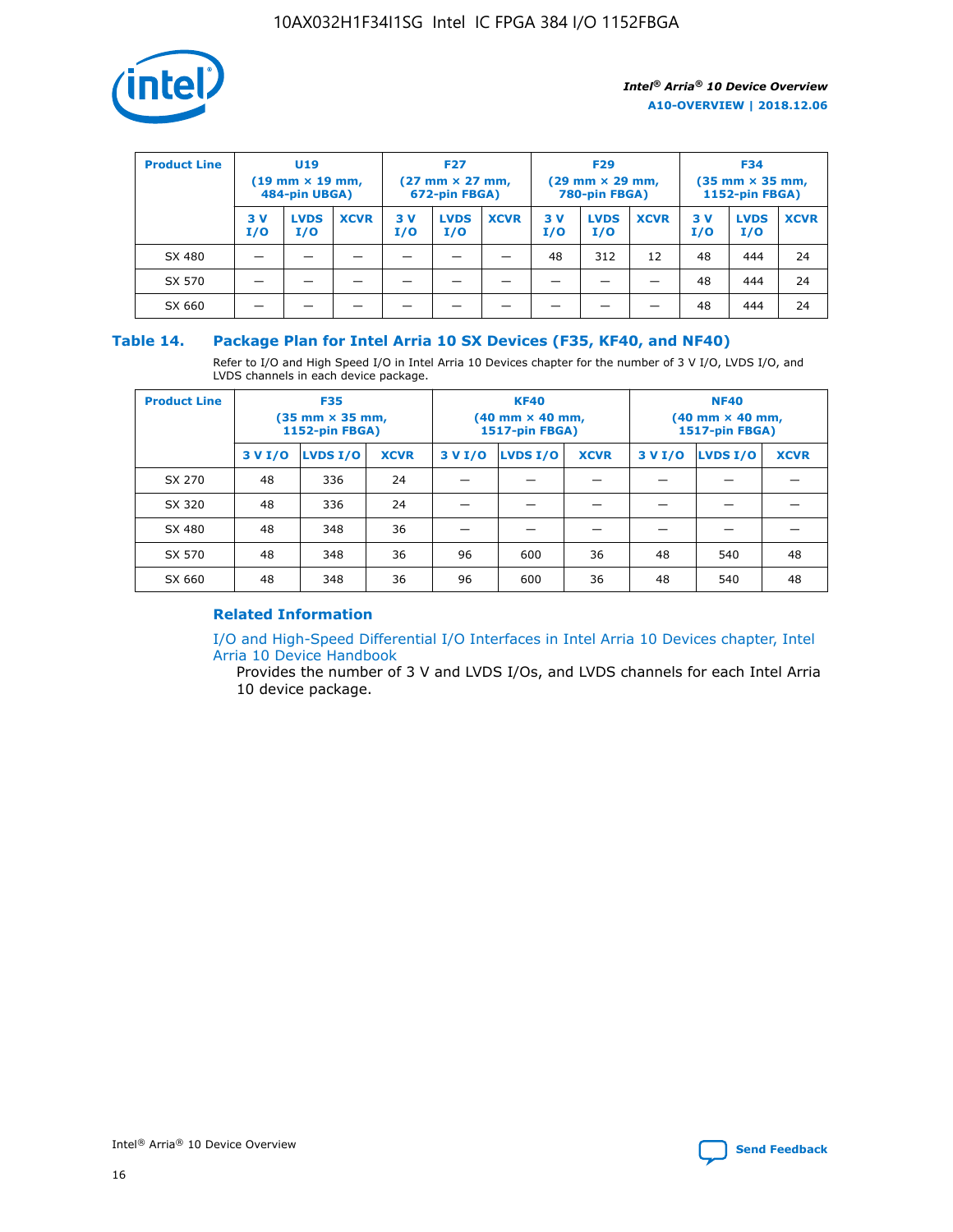| Product Line | U19 (19 mm × 19 mm, 484-pin UBGA) | | | F27 (27 mm × 27 mm, 672-pin FBGA) | | | F29 (29 mm × 29 mm, 780-pin FBGA) | | | F34 (35 mm × 35 mm, 1152-pin FBGA) | | |
|---|---|---|---|---|---|---|---|---|---|---|---|---|
| | 3 V I/O | LVDS I/O | XCVR | 3 V I/O | LVDS I/O | XCVR | 3 V I/O | LVDS I/O | XCVR | 3 V I/O | LVDS I/O | XCVR |
| SX 480 | — | — | — | — | — | — | 48 | 312 | 12 | 48 | 444 | 24 |
| SX 570 | — | — | — | — | — | — | — | — | — | 48 | 444 | 24 |
| SX 660 | — | — | — | — | — | — | — | — | — | 48 | 444 | 24 |

## Table 14. Package Plan for Intel Arria 10 SX Devices (F35, KF40, and NF40)

Refer to I/O and High Speed I/O in Intel Arria 10 Devices chapter for the number of 3 V I/O, LVDS I/O, and LVDS channels in each device package.

| Product Line | F35 (35 mm × 35 mm, 1152-pin FBGA) | | | KF40 (40 mm × 40 mm, 1517-pin FBGA) | | | NF40 (40 mm × 40 mm, 1517-pin FBGA) | | |
|---|---|---|---|---|---|---|---|---|---|
| | 3 V I/O | LVDS I/O | XCVR | 3 V I/O | LVDS I/O | XCVR | 3 V I/O | LVDS I/O | XCVR |
| SX 270 | 48 | 336 | 24 | — | — | — | — | — | — |
| SX 320 | 48 | 336 | 24 | — | — | — | — | — | — |
| SX 480 | 48 | 348 | 36 | — | — | — | — | — | — |
| SX 570 | 48 | 348 | 36 | 96 | 600 | 36 | 48 | 540 | 48 |
| SX 660 | 48 | 348 | 36 | 96 | 600 | 36 | 48 | 540 | 48 |

### Related Information

I/O and High-Speed Differential I/O Interfaces in Intel Arria 10 Devices chapter, Intel Arria 10 Device Handbook

Provides the number of 3 V and LVDS I/Os, and LVDS channels for each Intel Arria 10 device package.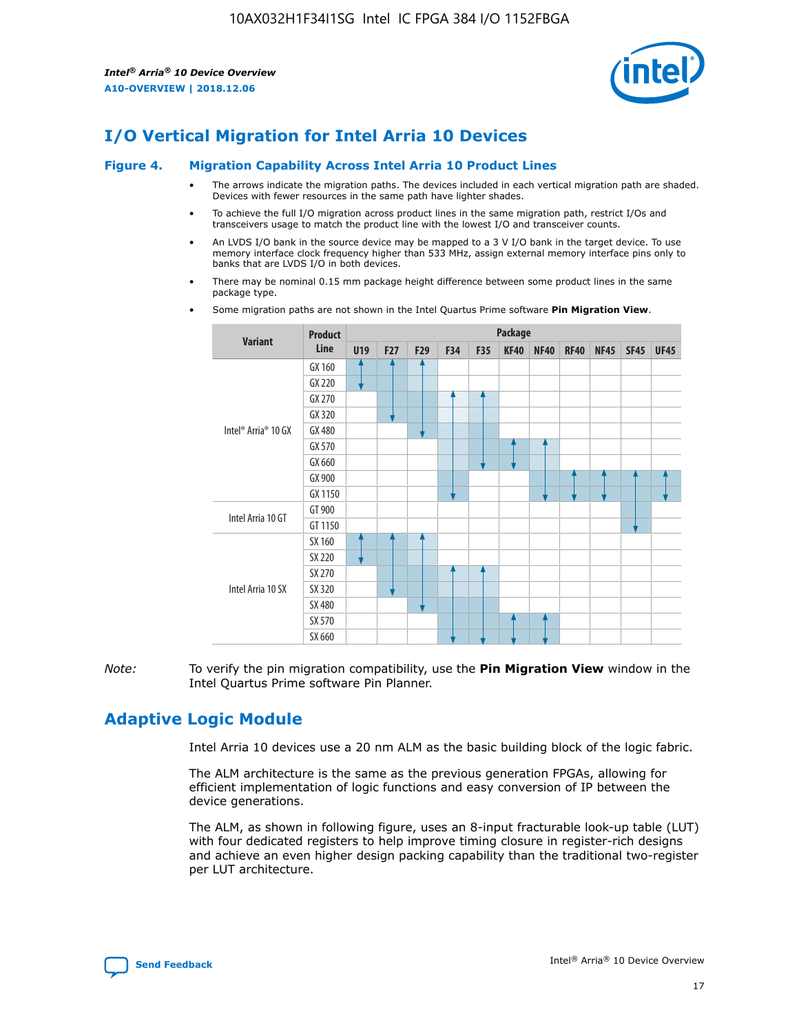# I/O Vertical Migration for Intel Arria 10 Devices

**Figure 4. Migration Capability Across Intel Arria 10 Product Lines**

- The arrows indicate the migration paths. The devices included in each vertical migration path are shaded. Devices with fewer resources in the same path have lighter shades.
- To achieve the full I/O migration across product lines in the same migration path, restrict I/Os and transceivers usage to match the product line with the lowest I/O and transceiver counts.
- An LVDS I/O bank in the source device may be mapped to a 3 V I/O bank in the target device. To use memory interface clock frequency higher than 533 MHz, assign external memory interface pins only to banks that are LVDS I/O in both devices.
- There may be nominal 0.15 mm package height difference between some product lines in the same package type.
- Some migration paths are not shown in the Intel Quartus Prime software **Pin Migration View**.

| Variant | Product Line | Package | | | | | | | | | | |
|---|---|---|---|---|---|---|---|---|---|---|---|---|
| | | U19 | F27 | F29 | F34 | F35 | KF40 | NF40 | RF40 | NF45 | SF45 | UF45 |
| Intel® Arria® 10 GX | GX 160 | | | | | | | | | | | |
| | GX 220 | | | | | | | | | | | |
| | GX 270 | | | | | | | | | | | |
| | GX 320 | | | | | | | | | | | |
| | GX 480 | | | | | | | | | | | |
| | GX 570 | | | | | | | | | | | |
| | GX 660 | | | | | | | | | | | |
| | GX 900 | | | | | | | | | | | |
| | GX 1150 | | | | | | | | | | | |
| Intel Arria 10 GT | GT 900 | | | | | | | | | | | |
| | GT 1150 | | | | | | | | | | | |
| Intel Arria 10 SX | SX 160 | | | | | | | | | | | |
| | SX 220 | | | | | | | | | | | |
| | SX 270 | | | | | | | | | | | |
| | SX 320 | | | | | | | | | | | |
| | SX 480 | | | | | | | | | | | |
| | SX 570 | | | | | | | | | | | |
| | SX 660 | | | | | | | | | | | |

*Note:* To verify the pin migration compatibility, use the **Pin Migration View** window in the Intel Quartus Prime software Pin Planner.

# Adaptive Logic Module

Intel Arria 10 devices use a 20 nm ALM as the basic building block of the logic fabric.

The ALM architecture is the same as the previous generation FPGAs, allowing for efficient implementation of logic functions and easy conversion of IP between the device generations.

The ALM, as shown in following figure, uses an 8-input fracturable look-up table (LUT) with four dedicated registers to help improve timing closure in register-rich designs and achieve an even higher design packing capability than the traditional two-register per LUT architecture.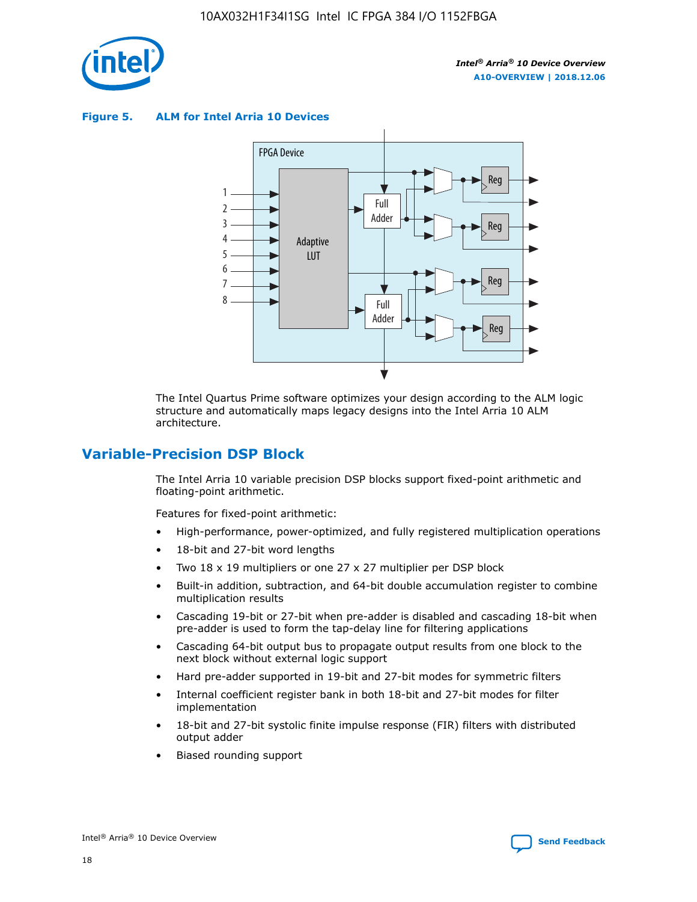**Figure 5. ALM for Intel Arria 10 Devices**

The Intel Quartus Prime software optimizes your design according to the ALM logic structure and automatically maps legacy designs into the Intel Arria 10 ALM architecture.

## Variable-Precision DSP Block

The Intel Arria 10 variable precision DSP blocks support fixed-point arithmetic and floating-point arithmetic.

Features for fixed-point arithmetic:

- High-performance, power-optimized, and fully registered multiplication operations
- 18-bit and 27-bit word lengths
- Two 18 x 19 multipliers or one 27 x 27 multiplier per DSP block
- Built-in addition, subtraction, and 64-bit double accumulation register to combine multiplication results
- Cascading 19-bit or 27-bit when pre-adder is disabled and cascading 18-bit when pre-adder is used to form the tap-delay line for filtering applications
- Cascading 64-bit output bus to propagate output results from one block to the next block without external logic support
- Hard pre-adder supported in 19-bit and 27-bit modes for symmetric filters
- Internal coefficient register bank in both 18-bit and 27-bit modes for filter implementation
- 18-bit and 27-bit systolic finite impulse response (FIR) filters with distributed output adder
- Biased rounding support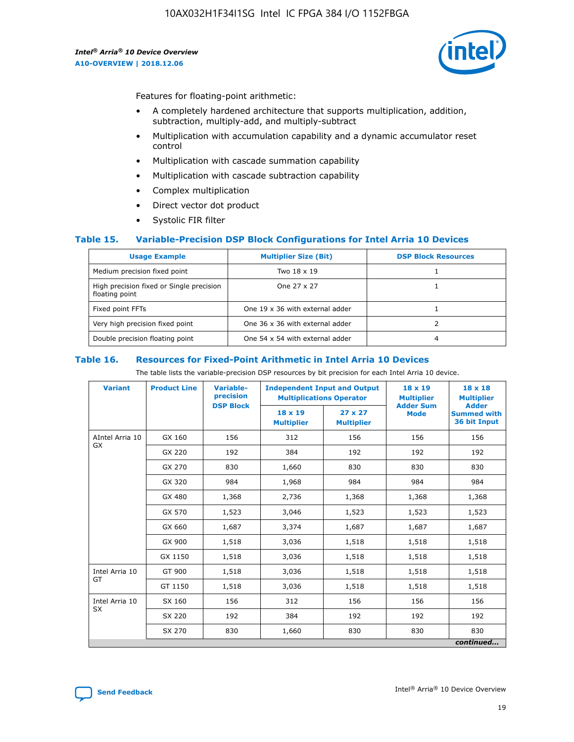Features for floating-point arithmetic:

- A completely hardened architecture that supports multiplication, addition, subtraction, multiply-add, and multiply-subtract
- Multiplication with accumulation capability and a dynamic accumulator reset control
- Multiplication with cascade summation capability
- Multiplication with cascade subtraction capability
- Complex multiplication
- Direct vector dot product
- Systolic FIR filter

### Table 15. Variable-Precision DSP Block Configurations for Intel Arria 10 Devices

| Usage Example | Multiplier Size (Bit) | DSP Block Resources |
|---|---|---|
| Medium precision fixed point | Two 18 x 19 | 1 |
| High precision fixed or Single precision floating point | One 27 x 27 | 1 |
| Fixed point FFTs | One 19 x 36 with external adder | 1 |
| Very high precision fixed point | One 36 x 36 with external adder | 2 |
| Double precision floating point | One 54 x 54 with external adder | 4 |

### Table 16. Resources for Fixed-Point Arithmetic in Intel Arria 10 Devices

The table lists the variable-precision DSP resources by bit precision for each Intel Arria 10 device.

| Variant | Product Line | Variable-precision DSP Block | Independent Input and Output Multiplications Operator | | 18 x 19 Multiplier Adder Sum Mode | 18 x 18 Multiplier Adder Summed with 36 bit Input |
|---|---|---|---|---|---|---|
| | | | 18 x 19 Multiplier | 27 x 27 Multiplier | | |
| AIntel Arria 10 GX | GX 160 | 156 | 312 | 156 | 156 | 156 |
| | GX 220 | 192 | 384 | 192 | 192 | 192 |
| | GX 270 | 830 | 1,660 | 830 | 830 | 830 |
| | GX 320 | 984 | 1,968 | 984 | 984 | 984 |
| | GX 480 | 1,368 | 2,736 | 1,368 | 1,368 | 1,368 |
| | GX 570 | 1,523 | 3,046 | 1,523 | 1,523 | 1,523 |
| | GX 660 | 1,687 | 3,374 | 1,687 | 1,687 | 1,687 |
| | GX 900 | 1,518 | 3,036 | 1,518 | 1,518 | 1,518 |
| | GX 1150 | 1,518 | 3,036 | 1,518 | 1,518 | 1,518 |
| Intel Arria 10 GT | GT 900 | 1,518 | 3,036 | 1,518 | 1,518 | 1,518 |
| | GT 1150 | 1,518 | 3,036 | 1,518 | 1,518 | 1,518 |
| Intel Arria 10 SX | SX 160 | 156 | 312 | 156 | 156 | 156 |
| | SX 220 | 192 | 384 | 192 | 192 | 192 |
| | SX 270 | 830 | 1,660 | 830 | 830 | 830 |

*continued...*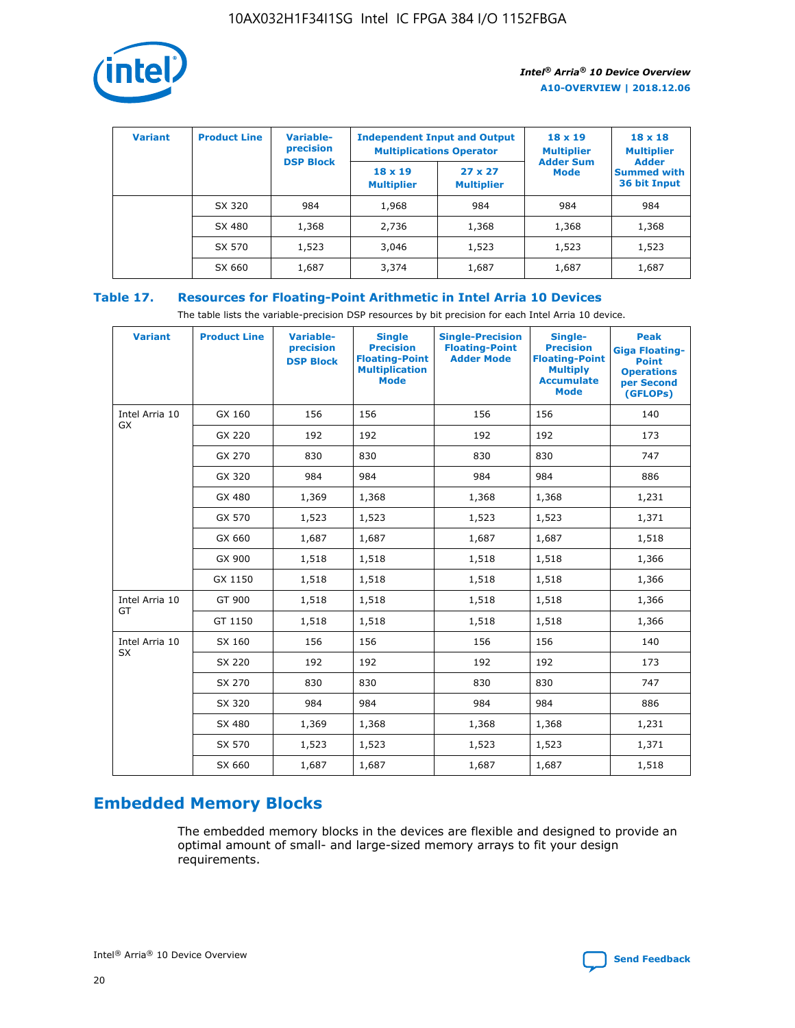| Variant | Product Line | Variable-precision DSP Block | Independent Input and Output Multiplications Operator | | 18 x 19 Multiplier Adder Sum Mode | 18 x 18 Multiplier Adder Summed with 36 bit Input |
|---|---|---|---|---|---|---|
| | | | 18 x 19 Multiplier | 27 x 27 Multiplier | | |
| | SX 320 | 984 | 1,968 | 984 | 984 | 984 |
| | SX 480 | 1,368 | 2,736 | 1,368 | 1,368 | 1,368 |
| | SX 570 | 1,523 | 3,046 | 1,523 | 1,523 | 1,523 |
| | SX 660 | 1,687 | 3,374 | 1,687 | 1,687 | 1,687 |

## Table 17. Resources for Floating-Point Arithmetic in Intel Arria 10 Devices

The table lists the variable-precision DSP resources by bit precision for each Intel Arria 10 device.

| Variant | Product Line | Variable-precision DSP Block | Single Precision Floating-Point Multiplication Mode | Single-Precision Floating-Point Adder Mode | Single-Precision Floating-Point Multiply Accumulate Mode | Peak Giga Floating-Point Operations per Second (GFLOPs) |
|---|---|---|---|---|---|---|
| Intel Arria 10 GX | GX 160 | 156 | 156 | 156 | 156 | 140 |
| | GX 220 | 192 | 192 | 192 | 192 | 173 |
| | GX 270 | 830 | 830 | 830 | 830 | 747 |
| | GX 320 | 984 | 984 | 984 | 984 | 886 |
| | GX 480 | 1,369 | 1,368 | 1,368 | 1,368 | 1,231 |
| | GX 570 | 1,523 | 1,523 | 1,523 | 1,523 | 1,371 |
| | GX 660 | 1,687 | 1,687 | 1,687 | 1,687 | 1,518 |
| | GX 900 | 1,518 | 1,518 | 1,518 | 1,518 | 1,366 |
| | GX 1150 | 1,518 | 1,518 | 1,518 | 1,518 | 1,366 |
| Intel Arria 10 GT | GT 900 | 1,518 | 1,518 | 1,518 | 1,518 | 1,366 |
| | GT 1150 | 1,518 | 1,518 | 1,518 | 1,518 | 1,366 |
| Intel Arria 10 SX | SX 160 | 156 | 156 | 156 | 156 | 140 |
| | SX 220 | 192 | 192 | 192 | 192 | 173 |
| | SX 270 | 830 | 830 | 830 | 830 | 747 |
| | SX 320 | 984 | 984 | 984 | 984 | 886 |
| | SX 480 | 1,369 | 1,368 | 1,368 | 1,368 | 1,231 |
| | SX 570 | 1,523 | 1,523 | 1,523 | 1,523 | 1,371 |
| | SX 660 | 1,687 | 1,687 | 1,687 | 1,687 | 1,518 |

## Embedded Memory Blocks

The embedded memory blocks in the devices are flexible and designed to provide an optimal amount of small- and large-sized memory arrays to fit your design requirements.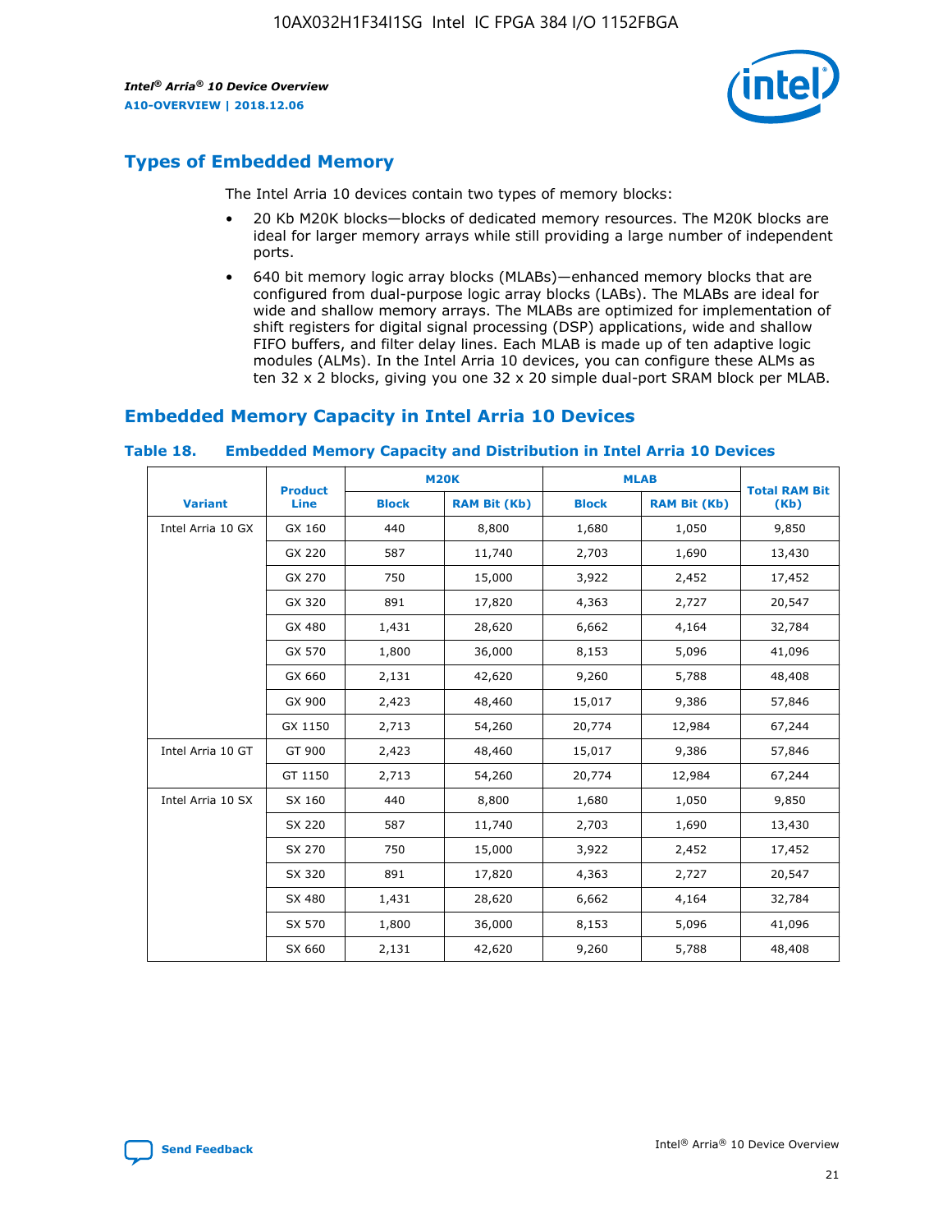## Types of Embedded Memory

The Intel Arria 10 devices contain two types of memory blocks:

- 20 Kb M20K blocks—blocks of dedicated memory resources. The M20K blocks are ideal for larger memory arrays while still providing a large number of independent ports.
- 640 bit memory logic array blocks (MLABs)—enhanced memory blocks that are configured from dual-purpose logic array blocks (LABs). The MLABs are ideal for wide and shallow memory arrays. The MLABs are optimized for implementation of shift registers for digital signal processing (DSP) applications, wide and shallow FIFO buffers, and filter delay lines. Each MLAB is made up of ten adaptive logic modules (ALMs). In the Intel Arria 10 devices, you can configure these ALMs as ten 32 x 2 blocks, giving you one 32 x 20 simple dual-port SRAM block per MLAB.

## Embedded Memory Capacity in Intel Arria 10 Devices

**Table 18. Embedded Memory Capacity and Distribution in Intel Arria 10 Devices**

| Variant | Product Line | M20K | | MLAB | | Total RAM Bit (Kb) |
|---|---|---|---|---|---|---|
| | | Block | RAM Bit (Kb) | Block | RAM Bit (Kb) | |
| Intel Arria 10 GX | GX 160 | 440 | 8,800 | 1,680 | 1,050 | 9,850 |
| | GX 220 | 587 | 11,740 | 2,703 | 1,690 | 13,430 |
| | GX 270 | 750 | 15,000 | 3,922 | 2,452 | 17,452 |
| | GX 320 | 891 | 17,820 | 4,363 | 2,727 | 20,547 |
| | GX 480 | 1,431 | 28,620 | 6,662 | 4,164 | 32,784 |
| | GX 570 | 1,800 | 36,000 | 8,153 | 5,096 | 41,096 |
| | GX 660 | 2,131 | 42,620 | 9,260 | 5,788 | 48,408 |
| | GX 900 | 2,423 | 48,460 | 15,017 | 9,386 | 57,846 |
| | GX 1150 | 2,713 | 54,260 | 20,774 | 12,984 | 67,244 |
| Intel Arria 10 GT | GT 900 | 2,423 | 48,460 | 15,017 | 9,386 | 57,846 |
| | GT 1150 | 2,713 | 54,260 | 20,774 | 12,984 | 67,244 |
| Intel Arria 10 SX | SX 160 | 440 | 8,800 | 1,680 | 1,050 | 9,850 |
| | SX 220 | 587 | 11,740 | 2,703 | 1,690 | 13,430 |
| | SX 270 | 750 | 15,000 | 3,922 | 2,452 | 17,452 |
| | SX 320 | 891 | 17,820 | 4,363 | 2,727 | 20,547 |
| | SX 480 | 1,431 | 28,620 | 6,662 | 4,164 | 32,784 |
| | SX 570 | 1,800 | 36,000 | 8,153 | 5,096 | 41,096 |
| | SX 660 | 2,131 | 42,620 | 9,260 | 5,788 | 48,408 |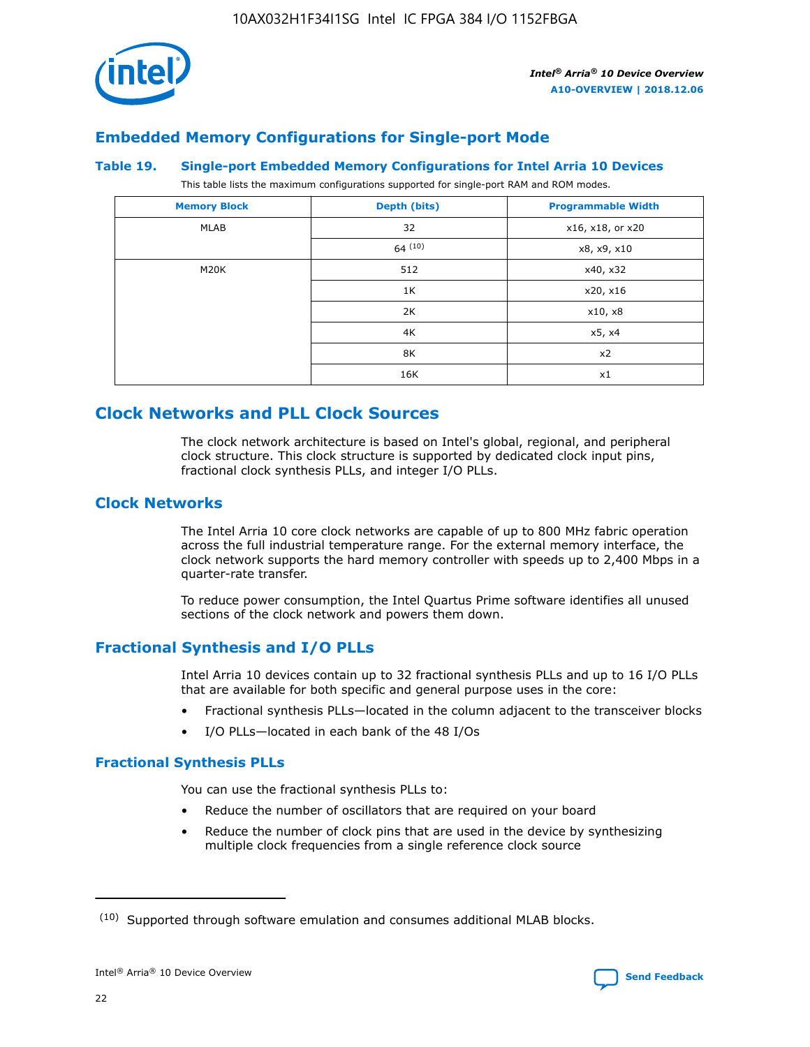## Embedded Memory Configurations for Single-port Mode

### Table 19. Single-port Embedded Memory Configurations for Intel Arria 10 Devices

This table lists the maximum configurations supported for single-port RAM and ROM modes.

| Memory Block | Depth (bits) | Programmable Width |
|---|---|---|
| MLAB | 32 | x16, x18, or x20 |
| | 64 [(10)] | x8, x9, x10 |
| M20K | 512 | x40, x32 |
| | 1K | x20, x16 |
| | 2K | x10, x8 |
| | 4K | x5, x4 |
| | 8K | x2 |
| | 16K | x1 |

# Clock Networks and PLL Clock Sources

The clock network architecture is based on Intel's global, regional, and peripheral clock structure. This clock structure is supported by dedicated clock input pins, fractional clock synthesis PLLs, and integer I/O PLLs.

## Clock Networks

The Intel Arria 10 core clock networks are capable of up to 800 MHz fabric operation across the full industrial temperature range. For the external memory interface, the clock network supports the hard memory controller with speeds up to 2,400 Mbps in a quarter-rate transfer.

To reduce power consumption, the Intel Quartus Prime software identifies all unused sections of the clock network and powers them down.

## Fractional Synthesis and I/O PLLs

Intel Arria 10 devices contain up to 32 fractional synthesis PLLs and up to 16 I/O PLLs that are available for both specific and general purpose uses in the core:

- Fractional synthesis PLLs—located in the column adjacent to the transceiver blocks
- I/O PLLs—located in each bank of the 48 I/Os

### Fractional Synthesis PLLs

You can use the fractional synthesis PLLs to:

- Reduce the number of oscillators that are required on your board
- Reduce the number of clock pins that are used in the device by synthesizing multiple clock frequencies from a single reference clock source

(10) Supported through software emulation and consumes additional MLAB blocks.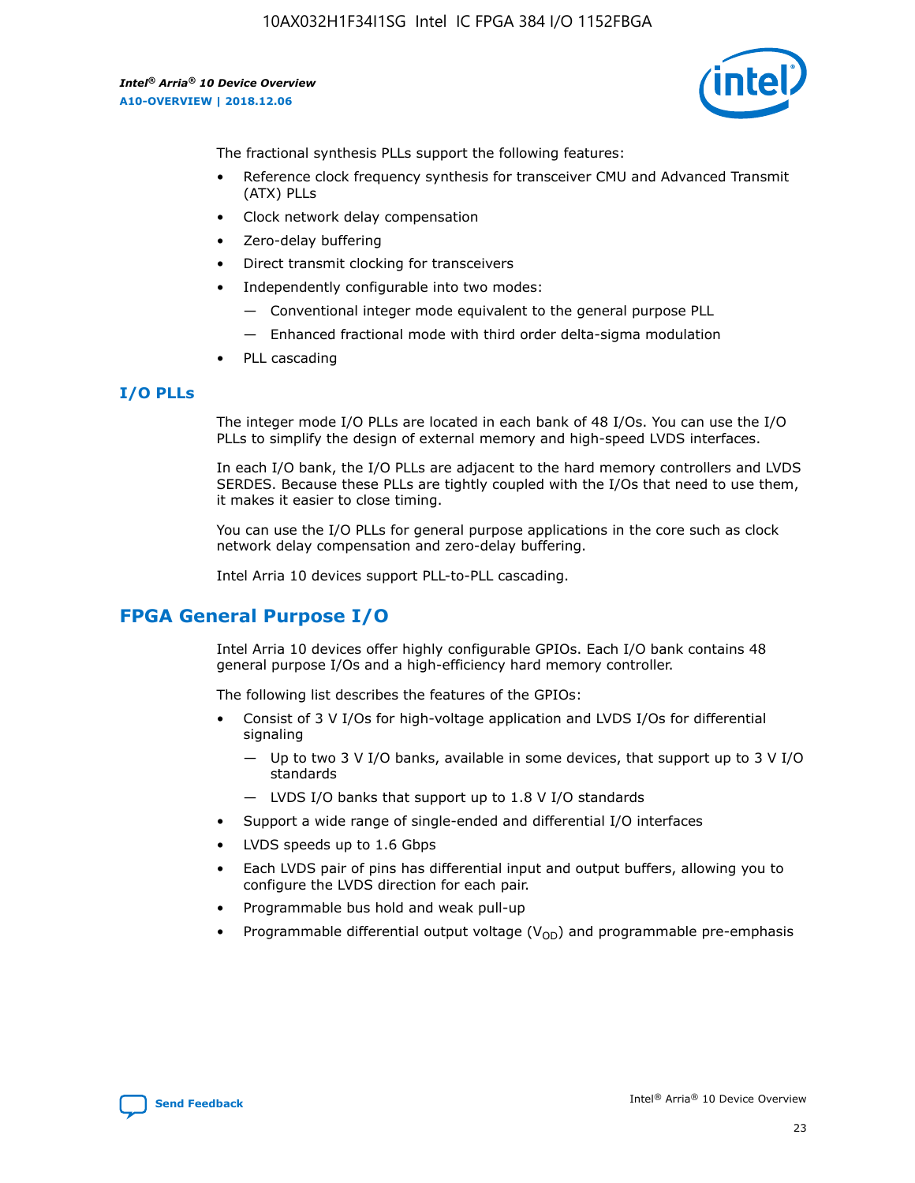The fractional synthesis PLLs support the following features:

- Reference clock frequency synthesis for transceiver CMU and Advanced Transmit (ATX) PLLs
- Clock network delay compensation
- Zero-delay buffering
- Direct transmit clocking for transceivers
- Independently configurable into two modes:
  - Conventional integer mode equivalent to the general purpose PLL
  - Enhanced fractional mode with third order delta-sigma modulation
- PLL cascading

### I/O PLLs

The integer mode I/O PLLs are located in each bank of 48 I/Os. You can use the I/O PLLs to simplify the design of external memory and high-speed LVDS interfaces.

In each I/O bank, the I/O PLLs are adjacent to the hard memory controllers and LVDS SERDES. Because these PLLs are tightly coupled with the I/Os that need to use them, it makes it easier to close timing.

You can use the I/O PLLs for general purpose applications in the core such as clock network delay compensation and zero-delay buffering.

Intel Arria 10 devices support PLL-to-PLL cascading.

## FPGA General Purpose I/O

Intel Arria 10 devices offer highly configurable GPIOs. Each I/O bank contains 48 general purpose I/Os and a high-efficiency hard memory controller.

The following list describes the features of the GPIOs:

- Consist of 3 V I/Os for high-voltage application and LVDS I/Os for differential signaling
  - Up to two 3 V I/O banks, available in some devices, that support up to 3 V I/O standards
  - LVDS I/O banks that support up to 1.8 V I/O standards
- Support a wide range of single-ended and differential I/O interfaces
- LVDS speeds up to 1.6 Gbps
- Each LVDS pair of pins has differential input and output buffers, allowing you to configure the LVDS direction for each pair.
- Programmable bus hold and weak pull-up
- Programmable differential output voltage ($V_{OD}$) and programmable pre-emphasis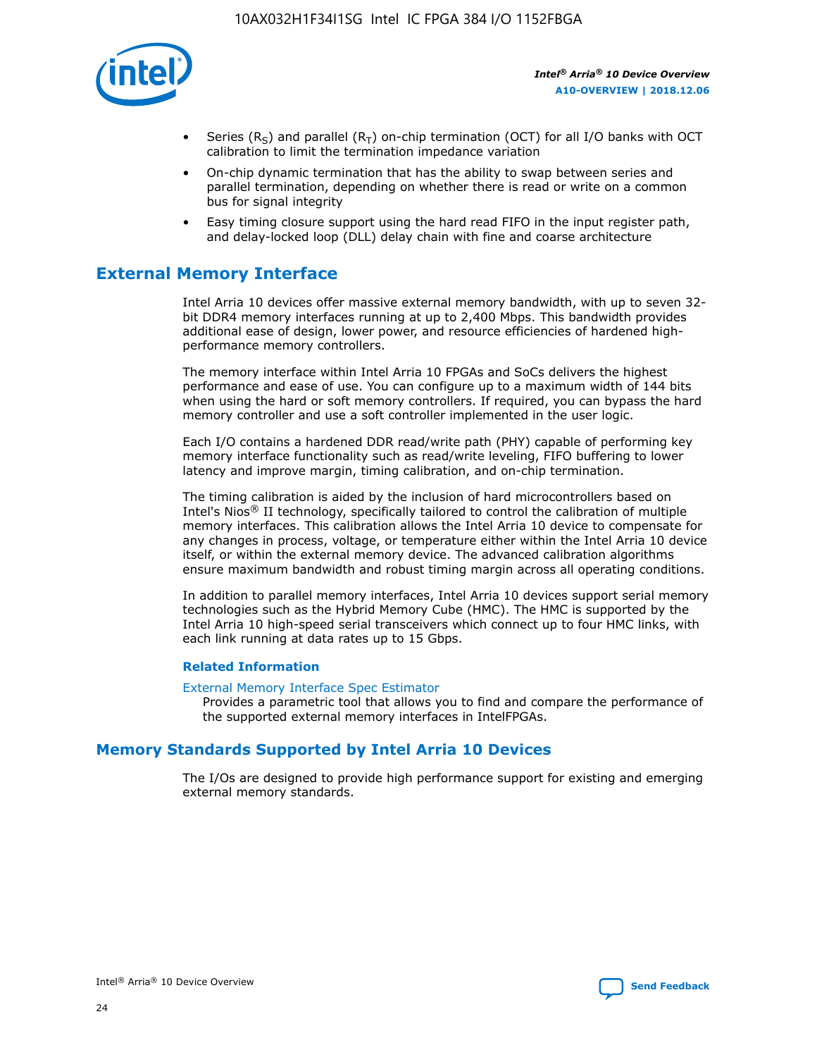- Series ($R_S$) and parallel ($R_T$) on-chip termination (OCT) for all I/O banks with OCT calibration to limit the termination impedance variation
- On-chip dynamic termination that has the ability to swap between series and parallel termination, depending on whether there is read or write on a common bus for signal integrity
- Easy timing closure support using the hard read FIFO in the input register path, and delay-locked loop (DLL) delay chain with fine and coarse architecture

## External Memory Interface

Intel Arria 10 devices offer massive external memory bandwidth, with up to seven 32-bit DDR4 memory interfaces running at up to 2,400 Mbps. This bandwidth provides additional ease of design, lower power, and resource efficiencies of hardened high-performance memory controllers.

The memory interface within Intel Arria 10 FPGAs and SoCs delivers the highest performance and ease of use. You can configure up to a maximum width of 144 bits when using the hard or soft memory controllers. If required, you can bypass the hard memory controller and use a soft controller implemented in the user logic.

Each I/O contains a hardened DDR read/write path (PHY) capable of performing key memory interface functionality such as read/write leveling, FIFO buffering to lower latency and improve margin, timing calibration, and on-chip termination.

The timing calibration is aided by the inclusion of hard microcontrollers based on Intel's Nios® II technology, specifically tailored to control the calibration of multiple memory interfaces. This calibration allows the Intel Arria 10 device to compensate for any changes in process, voltage, or temperature either within the Intel Arria 10 device itself, or within the external memory device. The advanced calibration algorithms ensure maximum bandwidth and robust timing margin across all operating conditions.

In addition to parallel memory interfaces, Intel Arria 10 devices support serial memory technologies such as the Hybrid Memory Cube (HMC). The HMC is supported by the Intel Arria 10 high-speed serial transceivers which connect up to four HMC links, with each link running at data rates up to 15 Gbps.

### Related Information

External Memory Interface Spec Estimator
: Provides a parametric tool that allows you to find and compare the performance of the supported external memory interfaces in IntelFPGAs.

## Memory Standards Supported by Intel Arria 10 Devices

The I/Os are designed to provide high performance support for existing and emerging external memory standards.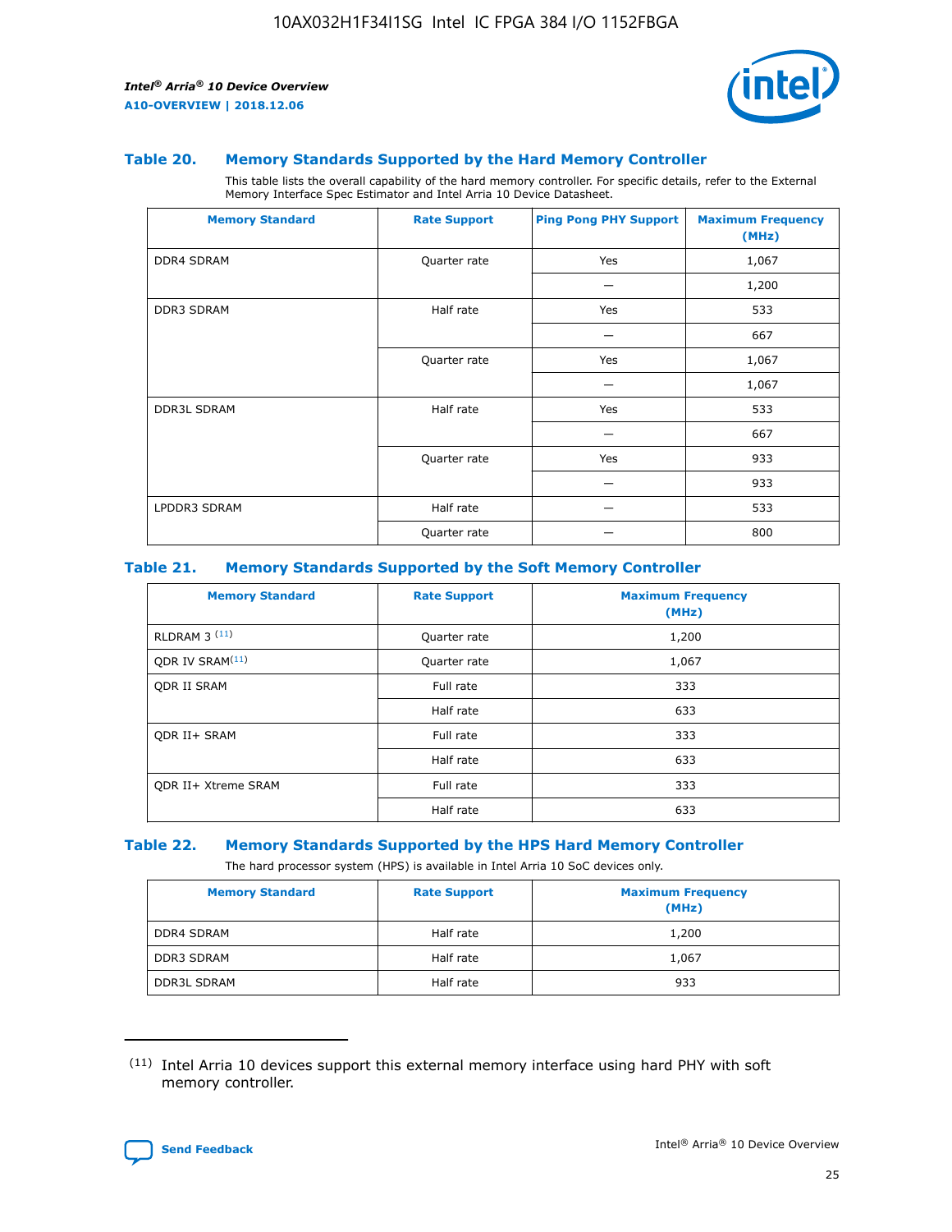### Table 20. Memory Standards Supported by the Hard Memory Controller

This table lists the overall capability of the hard memory controller. For specific details, refer to the External Memory Interface Spec Estimator and Intel Arria 10 Device Datasheet.

| Memory Standard | Rate Support | Ping Pong PHY Support | Maximum Frequency (MHz) |
|---|---|---|---|
| DDR4 SDRAM | Quarter rate | Yes | 1,067 |
| | | — | 1,200 |
| DDR3 SDRAM | Half rate | Yes | 533 |
| | | — | 667 |
| | Quarter rate | Yes | 1,067 |
| | | — | 1,067 |
| DDR3L SDRAM | Half rate | Yes | 533 |
| | | — | 667 |
| | Quarter rate | Yes | 933 |
| | | — | 933 |
| LPDDR3 SDRAM | Half rate | — | 533 |
| | Quarter rate | — | 800 |

### Table 21. Memory Standards Supported by the Soft Memory Controller

| Memory Standard | Rate Support | Maximum Frequency (MHz) |
|---|---|---|
| RLDRAM 3 [(11)] | Quarter rate | 1,200 |
| QDR IV SRAM[(11)] | Quarter rate | 1,067 |
| QDR II SRAM | Full rate | 333 |
| | Half rate | 633 |
| QDR II+ SRAM | Full rate | 333 |
| | Half rate | 633 |
| QDR II+ Xtreme SRAM | Full rate | 333 |
| | Half rate | 633 |

### Table 22. Memory Standards Supported by the HPS Hard Memory Controller

The hard processor system (HPS) is available in Intel Arria 10 SoC devices only.

| Memory Standard | Rate Support | Maximum Frequency (MHz) |
|---|---|---|
| DDR4 SDRAM | Half rate | 1,200 |
| DDR3 SDRAM | Half rate | 1,067 |
| DDR3L SDRAM | Half rate | 933 |

(11) Intel Arria 10 devices support this external memory interface using hard PHY with soft memory controller.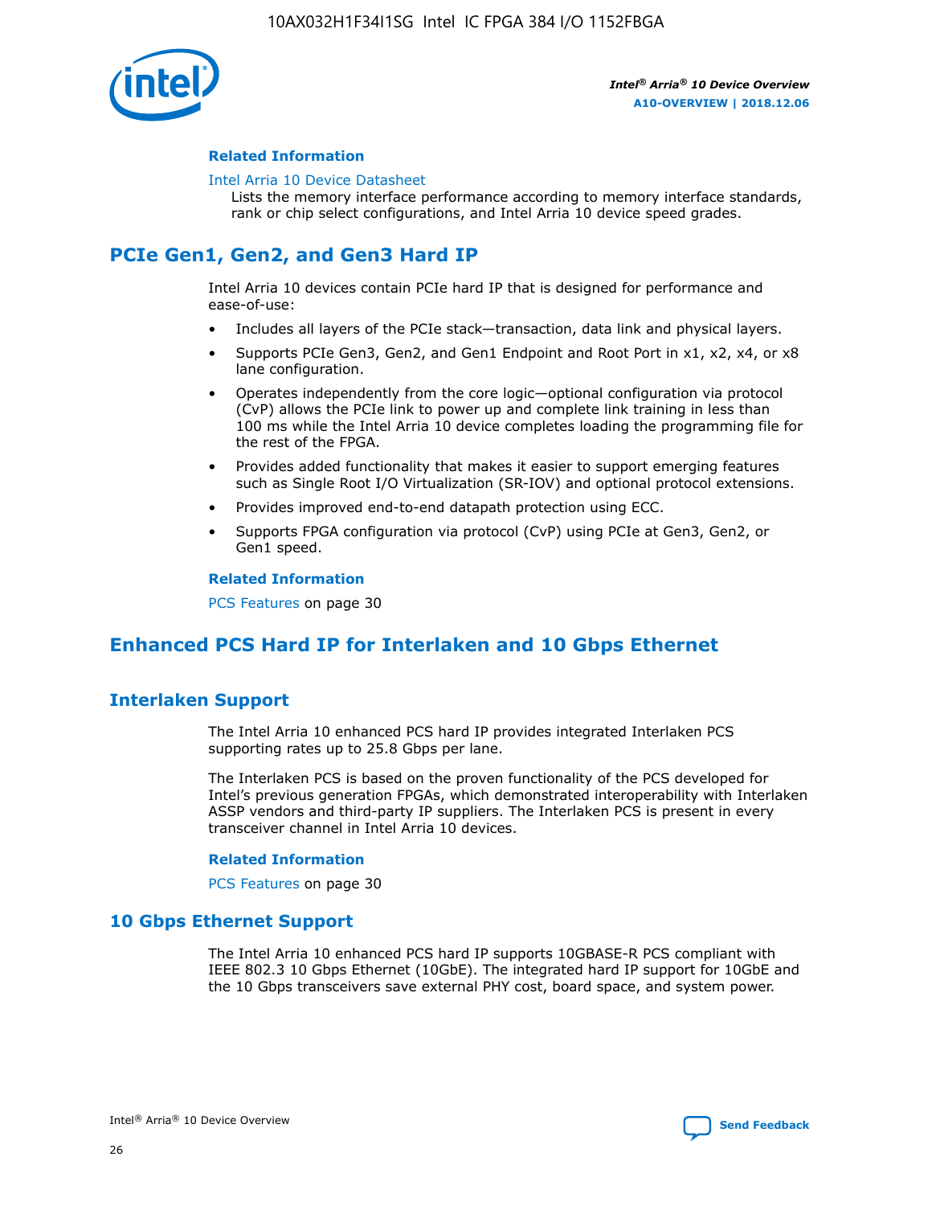#### Related Information

Intel Arria 10 Device Datasheet
Lists the memory interface performance according to memory interface standards, rank or chip select configurations, and Intel Arria 10 device speed grades.

## PCIe Gen1, Gen2, and Gen3 Hard IP

Intel Arria 10 devices contain PCIe hard IP that is designed for performance and ease-of-use:

- Includes all layers of the PCIe stack—transaction, data link and physical layers.
- Supports PCIe Gen3, Gen2, and Gen1 Endpoint and Root Port in x1, x2, x4, or x8 lane configuration.
- Operates independently from the core logic—optional configuration via protocol (CvP) allows the PCIe link to power up and complete link training in less than 100 ms while the Intel Arria 10 device completes loading the programming file for the rest of the FPGA.
- Provides added functionality that makes it easier to support emerging features such as Single Root I/O Virtualization (SR-IOV) and optional protocol extensions.
- Provides improved end-to-end datapath protection using ECC.
- Supports FPGA configuration via protocol (CvP) using PCIe at Gen3, Gen2, or Gen1 speed.

#### Related Information

PCS Features on page 30

## Enhanced PCS Hard IP for Interlaken and 10 Gbps Ethernet

### Interlaken Support

The Intel Arria 10 enhanced PCS hard IP provides integrated Interlaken PCS supporting rates up to 25.8 Gbps per lane.

The Interlaken PCS is based on the proven functionality of the PCS developed for Intel's previous generation FPGAs, which demonstrated interoperability with Interlaken ASSP vendors and third-party IP suppliers. The Interlaken PCS is present in every transceiver channel in Intel Arria 10 devices.

#### Related Information

PCS Features on page 30

### 10 Gbps Ethernet Support

The Intel Arria 10 enhanced PCS hard IP supports 10GBASE-R PCS compliant with IEEE 802.3 10 Gbps Ethernet (10GbE). The integrated hard IP support for 10GbE and the 10 Gbps transceivers save external PHY cost, board space, and system power.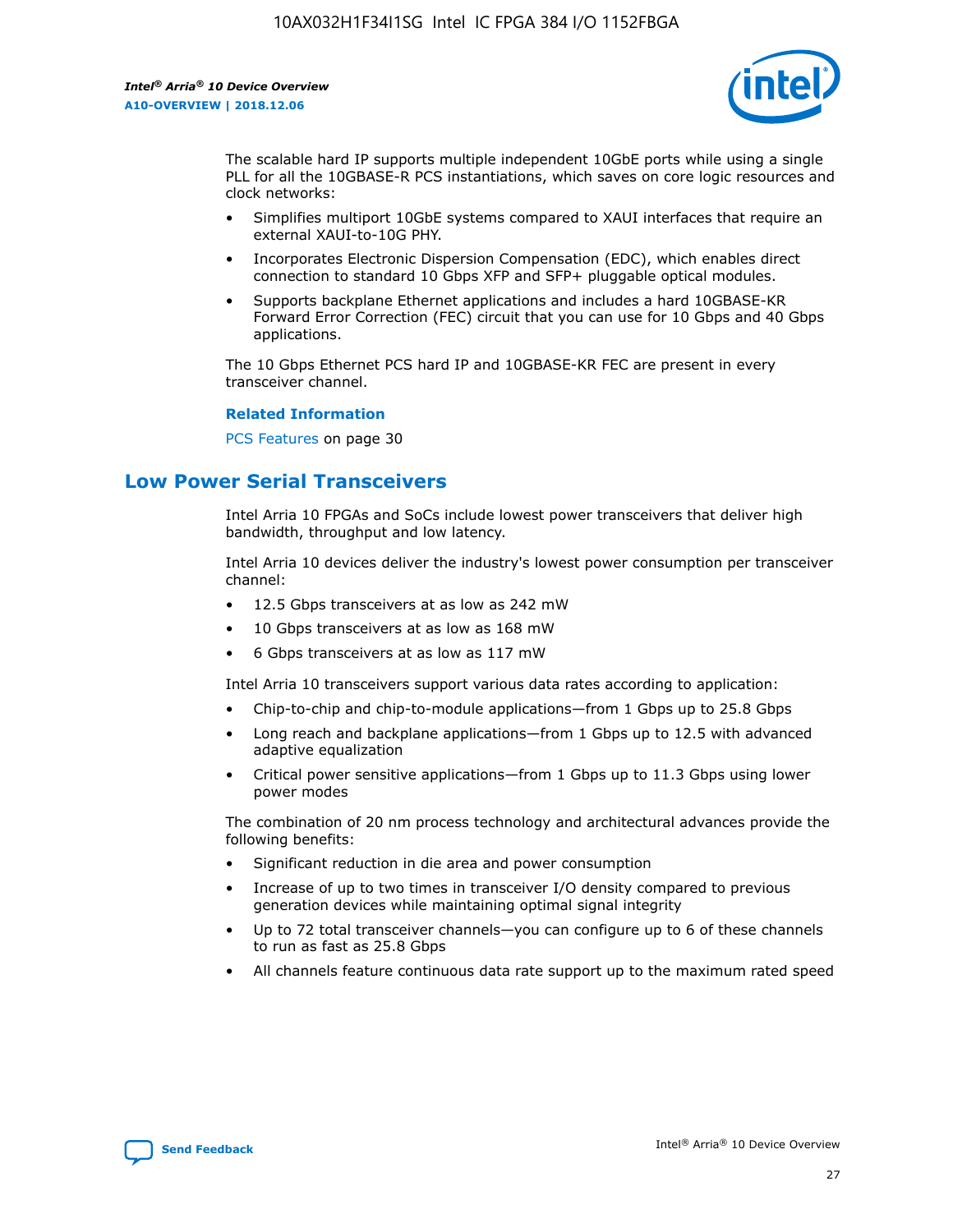The scalable hard IP supports multiple independent 10GbE ports while using a single PLL for all the 10GBASE-R PCS instantiations, which saves on core logic resources and clock networks:

- Simplifies multiport 10GbE systems compared to XAUI interfaces that require an external XAUI-to-10G PHY.
- Incorporates Electronic Dispersion Compensation (EDC), which enables direct connection to standard 10 Gbps XFP and SFP+ pluggable optical modules.
- Supports backplane Ethernet applications and includes a hard 10GBASE-KR Forward Error Correction (FEC) circuit that you can use for 10 Gbps and 40 Gbps applications.

The 10 Gbps Ethernet PCS hard IP and 10GBASE-KR FEC are present in every transceiver channel.

**Related Information**

PCS Features on page 30

## Low Power Serial Transceivers

Intel Arria 10 FPGAs and SoCs include lowest power transceivers that deliver high bandwidth, throughput and low latency.

Intel Arria 10 devices deliver the industry's lowest power consumption per transceiver channel:

- 12.5 Gbps transceivers at as low as 242 mW
- 10 Gbps transceivers at as low as 168 mW
- 6 Gbps transceivers at as low as 117 mW

Intel Arria 10 transceivers support various data rates according to application:

- Chip-to-chip and chip-to-module applications—from 1 Gbps up to 25.8 Gbps
- Long reach and backplane applications—from 1 Gbps up to 12.5 with advanced adaptive equalization
- Critical power sensitive applications—from 1 Gbps up to 11.3 Gbps using lower power modes

The combination of 20 nm process technology and architectural advances provide the following benefits:

- Significant reduction in die area and power consumption
- Increase of up to two times in transceiver I/O density compared to previous generation devices while maintaining optimal signal integrity
- Up to 72 total transceiver channels—you can configure up to 6 of these channels to run as fast as 25.8 Gbps
- All channels feature continuous data rate support up to the maximum rated speed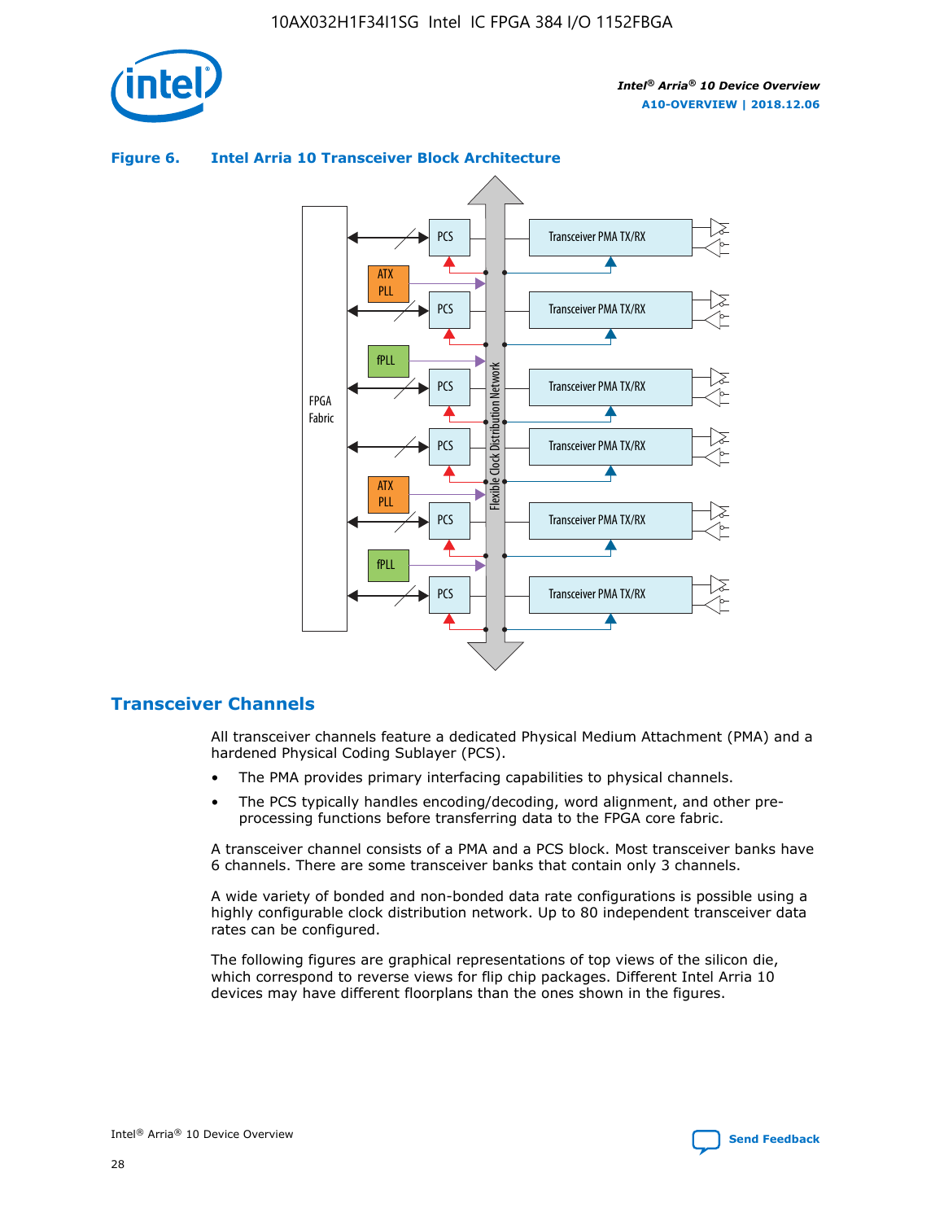**Figure 6. Intel Arria 10 Transceiver Block Architecture**

## Transceiver Channels

All transceiver channels feature a dedicated Physical Medium Attachment (PMA) and a hardened Physical Coding Sublayer (PCS).

- The PMA provides primary interfacing capabilities to physical channels.
- The PCS typically handles encoding/decoding, word alignment, and other pre-processing functions before transferring data to the FPGA core fabric.

A transceiver channel consists of a PMA and a PCS block. Most transceiver banks have 6 channels. There are some transceiver banks that contain only 3 channels.

A wide variety of bonded and non-bonded data rate configurations is possible using a highly configurable clock distribution network. Up to 80 independent transceiver data rates can be configured.

The following figures are graphical representations of top views of the silicon die, which correspond to reverse views for flip chip packages. Different Intel Arria 10 devices may have different floorplans than the ones shown in the figures.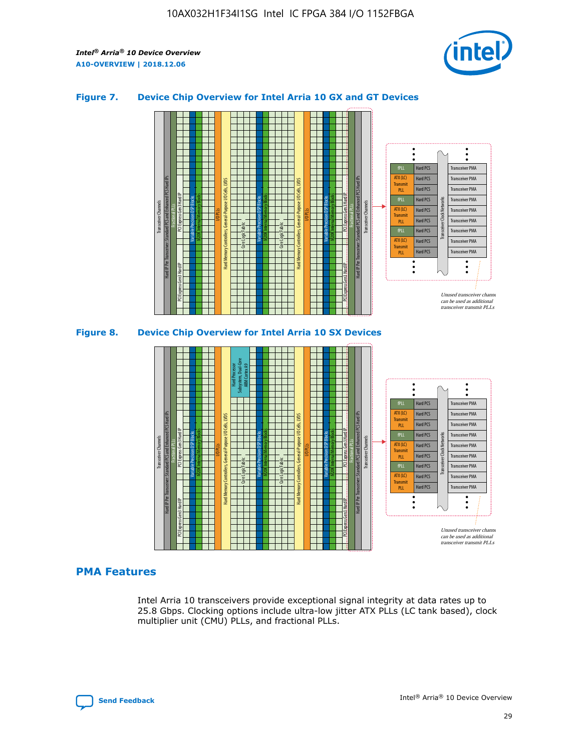### Figure 7. Device Chip Overview for Intel Arria 10 GX and GT Devices

### Figure 8. Device Chip Overview for Intel Arria 10 SX Devices

## PMA Features

Intel Arria 10 transceivers provide exceptional signal integrity at data rates up to 25.8 Gbps. Clocking options include ultra-low jitter ATX PLLs (LC tank based), clock multiplier unit (CMU) PLLs, and fractional PLLs.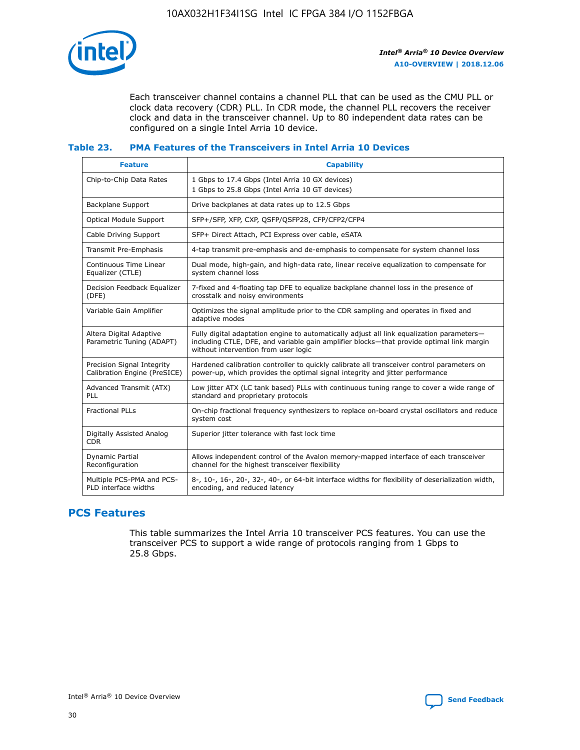Each transceiver channel contains a channel PLL that can be used as the CMU PLL or clock data recovery (CDR) PLL. In CDR mode, the channel PLL recovers the receiver clock and data in the transceiver channel. Up to 80 independent data rates can be configured on a single Intel Arria 10 device.

### Table 23. PMA Features of the Transceivers in Intel Arria 10 Devices

| Feature | Capability |
| --- | --- |
| Chip-to-Chip Data Rates | 1 Gbps to 17.4 Gbps (Intel Arria 10 GX devices)<br>1 Gbps to 25.8 Gbps (Intel Arria 10 GT devices) |
| Backplane Support | Drive backplanes at data rates up to 12.5 Gbps |
| Optical Module Support | SFP+/SFP, XFP, CXP, QSFP/QSFP28, CFP/CFP2/CFP4 |
| Cable Driving Support | SFP+ Direct Attach, PCI Express over cable, eSATA |
| Transmit Pre-Emphasis | 4-tap transmit pre-emphasis and de-emphasis to compensate for system channel loss |
| Continuous Time Linear Equalizer (CTLE) | Dual mode, high-gain, and high-data rate, linear receive equalization to compensate for system channel loss |
| Decision Feedback Equalizer (DFE) | 7-fixed and 4-floating tap DFE to equalize backplane channel loss in the presence of crosstalk and noisy environments |
| Variable Gain Amplifier | Optimizes the signal amplitude prior to the CDR sampling and operates in fixed and adaptive modes |
| Altera Digital Adaptive Parametric Tuning (ADAPT) | Fully digital adaptation engine to automatically adjust all link equalization parameters—including CTLE, DFE, and variable gain amplifier blocks—that provide optimal link margin without intervention from user logic |
| Precision Signal Integrity Calibration Engine (PreSICE) | Hardened calibration controller to quickly calibrate all transceiver control parameters on power-up, which provides the optimal signal integrity and jitter performance |
| Advanced Transmit (ATX) PLL | Low jitter ATX (LC tank based) PLLs with continuous tuning range to cover a wide range of standard and proprietary protocols |
| Fractional PLLs | On-chip fractional frequency synthesizers to replace on-board crystal oscillators and reduce system cost |
| Digitally Assisted Analog CDR | Superior jitter tolerance with fast lock time |
| Dynamic Partial Reconfiguration | Allows independent control of the Avalon memory-mapped interface of each transceiver channel for the highest transceiver flexibility |
| Multiple PCS-PMA and PCS-PLD interface widths | 8-, 10-, 16-, 20-, 32-, 40-, or 64-bit interface widths for flexibility of deserialization width, encoding, and reduced latency |

## PCS Features

This table summarizes the Intel Arria 10 transceiver PCS features. You can use the transceiver PCS to support a wide range of protocols ranging from 1 Gbps to 25.8 Gbps.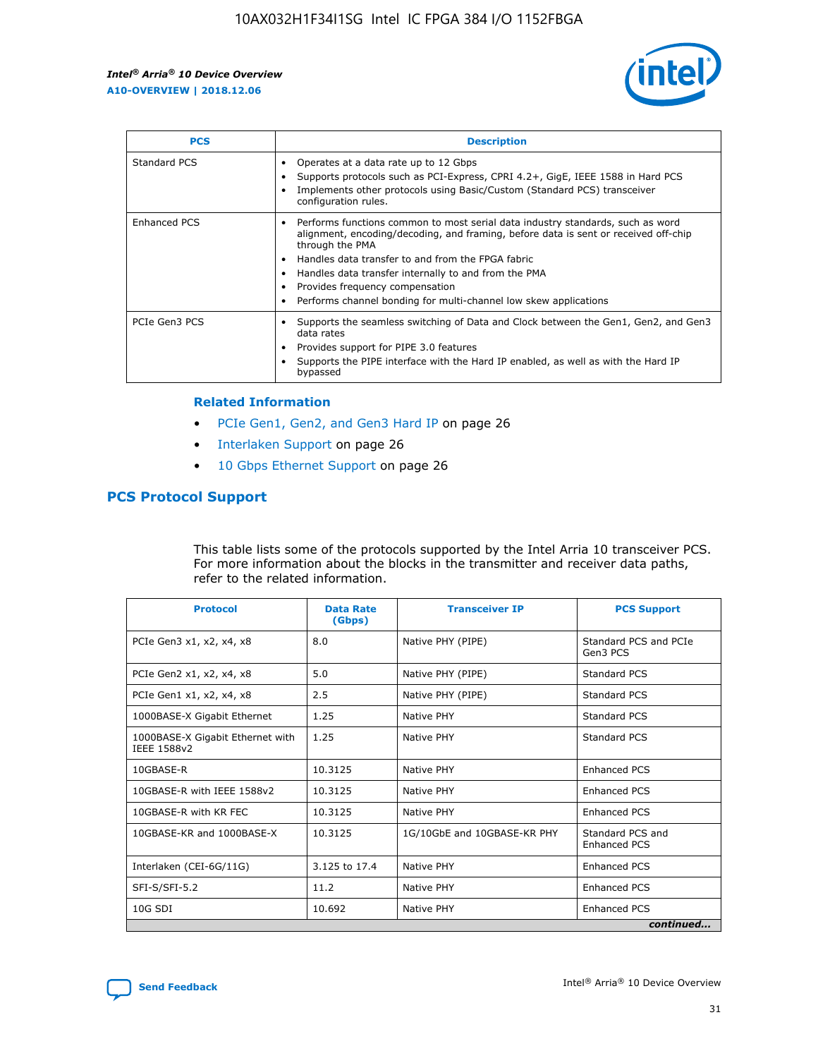| PCS | Description |
| --- | --- |
| Standard PCS | • Operates at a data rate up to 12 Gbps<br>• Supports protocols such as PCI-Express, CPRI 4.2+, GigE, IEEE 1588 in Hard PCS<br>• Implements other protocols using Basic/Custom (Standard PCS) transceiver configuration rules. |
| Enhanced PCS | • Performs functions common to most serial data industry standards, such as word alignment, encoding/decoding, and framing, before data is sent or received off-chip through the PMA<br>• Handles data transfer to and from the FPGA fabric<br>• Handles data transfer internally to and from the PMA<br>• Provides frequency compensation<br>• Performs channel bonding for multi-channel low skew applications |
| PCIe Gen3 PCS | • Supports the seamless switching of Data and Clock between the Gen1, Gen2, and Gen3 data rates<br>• Provides support for PIPE 3.0 features<br>• Supports the PIPE interface with the Hard IP enabled, as well as with the Hard IP bypassed |

### Related Information

- PCIe Gen1, Gen2, and Gen3 Hard IP on page 26
- Interlaken Support on page 26
- 10 Gbps Ethernet Support on page 26

## PCS Protocol Support

This table lists some of the protocols supported by the Intel Arria 10 transceiver PCS. For more information about the blocks in the transmitter and receiver data paths, refer to the related information.

| Protocol | Data Rate (Gbps) | Transceiver IP | PCS Support |
| --- | --- | --- | --- |
| PCIe Gen3 x1, x2, x4, x8 | 8.0 | Native PHY (PIPE) | Standard PCS and PCIe Gen3 PCS |
| PCIe Gen2 x1, x2, x4, x8 | 5.0 | Native PHY (PIPE) | Standard PCS |
| PCIe Gen1 x1, x2, x4, x8 | 2.5 | Native PHY (PIPE) | Standard PCS |
| 1000BASE-X Gigabit Ethernet | 1.25 | Native PHY | Standard PCS |
| 1000BASE-X Gigabit Ethernet with IEEE 1588v2 | 1.25 | Native PHY | Standard PCS |
| 10GBASE-R | 10.3125 | Native PHY | Enhanced PCS |
| 10GBASE-R with IEEE 1588v2 | 10.3125 | Native PHY | Enhanced PCS |
| 10GBASE-R with KR FEC | 10.3125 | Native PHY | Enhanced PCS |
| 10GBASE-KR and 1000BASE-X | 10.3125 | 1G/10GbE and 10GBASE-KR PHY | Standard PCS and Enhanced PCS |
| Interlaken (CEI-6G/11G) | 3.125 to 17.4 | Native PHY | Enhanced PCS |
| SFI-S/SFI-5.2 | 11.2 | Native PHY | Enhanced PCS |
| 10G SDI | 10.692 | Native PHY | Enhanced PCS |

*continued...*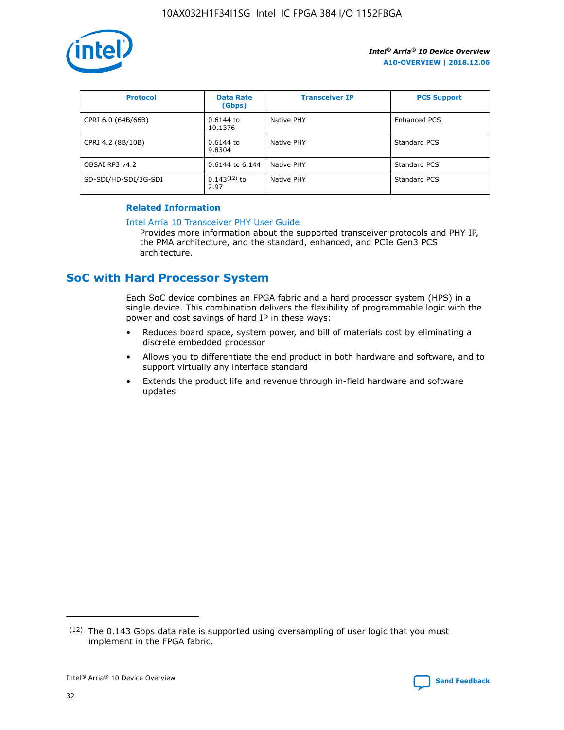| Protocol | Data Rate (Gbps) | Transceiver IP | PCS Support |
| --- | --- | --- | --- |
| CPRI 6.0 (64B/66B) | 0.6144 to 10.1376 | Native PHY | Enhanced PCS |
| CPRI 4.2 (8B/10B) | 0.6144 to 9.8304 | Native PHY | Standard PCS |
| OBSAI RP3 v4.2 | 0.6144 to 6.144 | Native PHY | Standard PCS |
| SD-SDI/HD-SDI/3G-SDI | 0.143[12] to 2.97 | Native PHY | Standard PCS |

#### Related Information

Intel Arria 10 Transceiver PHY User Guide

Provides more information about the supported transceiver protocols and PHY IP, the PMA architecture, and the standard, enhanced, and PCIe Gen3 PCS architecture.

## SoC with Hard Processor System

Each SoC device combines an FPGA fabric and a hard processor system (HPS) in a single device. This combination delivers the flexibility of programmable logic with the power and cost savings of hard IP in these ways:

- Reduces board space, system power, and bill of materials cost by eliminating a discrete embedded processor
- Allows you to differentiate the end product in both hardware and software, and to support virtually any interface standard
- Extends the product life and revenue through in-field hardware and software updates

[12] The 0.143 Gbps data rate is supported using oversampling of user logic that you must implement in the FPGA fabric.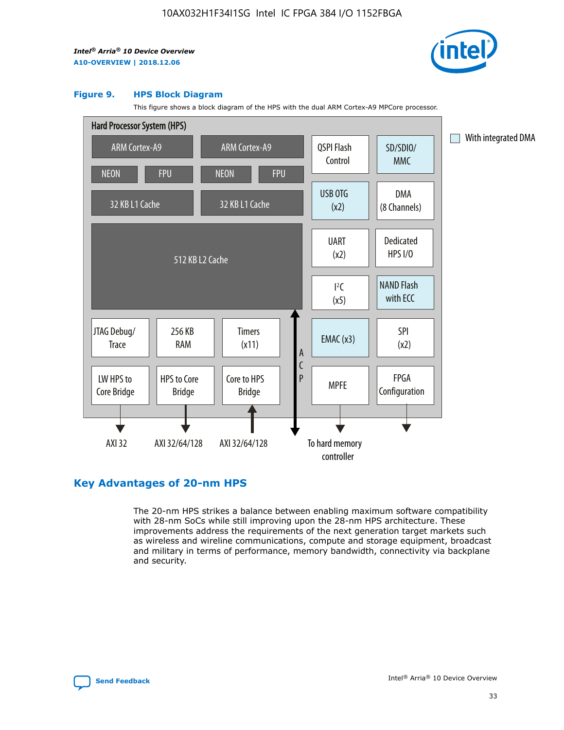### Figure 9. HPS Block Diagram

This figure shows a block diagram of the HPS with the dual ARM Cortex-A9 MPCore processor.

Hard Processor System (HPS)

ARM Cortex-A9 | ARM Cortex-A9 | QSPI Flash Control | SD/SDIO/ MMC

NEON | FPU | NEON | FPU

32 KB L1 Cache | 32 KB L1 Cache | USB OTG (x2) | DMA (8 Channels)

512 KB L2 Cache | UART (x2) | Dedicated HPS I/O | I²C (x5) | NAND Flash with ECC

JTAG Debug/ Trace | 256 KB RAM | Timers (x11) | ACP | EMAC (x3) | SPI (x2)

LW HPS to Core Bridge | HPS to Core Bridge | Core to HPS Bridge | MPFE | FPGA Configuration

AXI 32 | AXI 32/64/128 | AXI 32/64/128 | To hard memory controller

With integrated DMA

## Key Advantages of 20-nm HPS

The 20-nm HPS strikes a balance between enabling maximum software compatibility with 28-nm SoCs while still improving upon the 28-nm HPS architecture. These improvements address the requirements of the next generation target markets such as wireless and wireline communications, compute and storage equipment, broadcast and military in terms of performance, memory bandwidth, connectivity via backplane and security.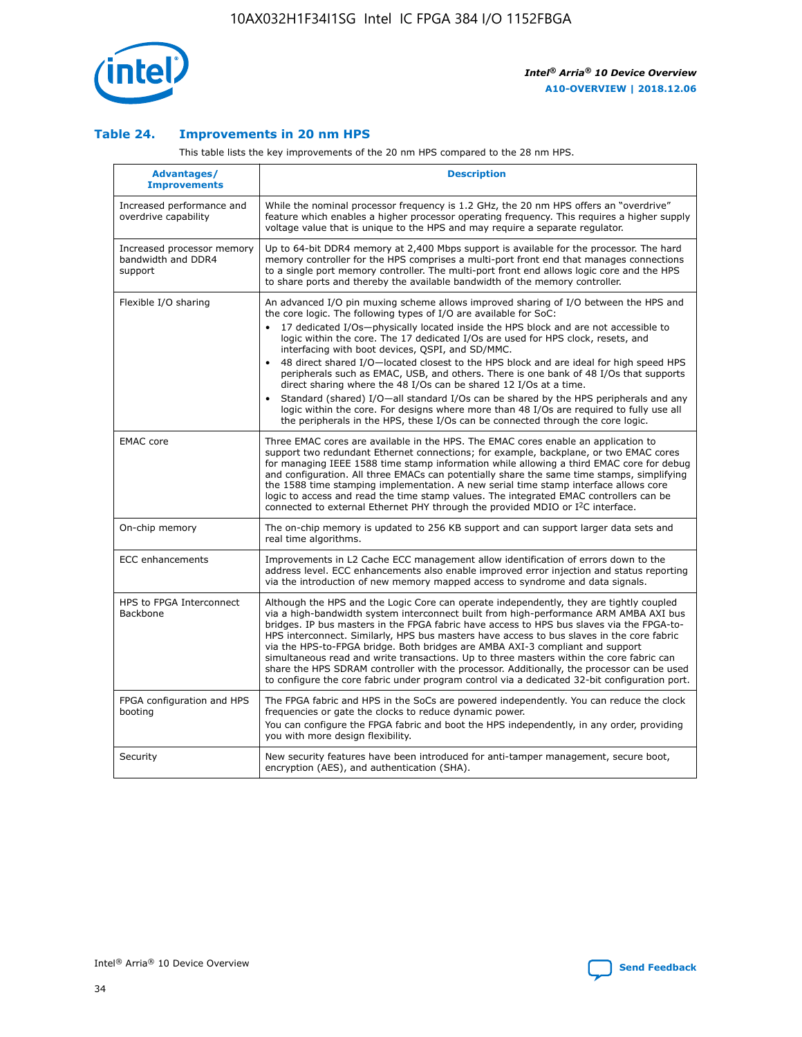### Table 24. Improvements in 20 nm HPS

This table lists the key improvements of the 20 nm HPS compared to the 28 nm HPS.

| Advantages/ Improvements | Description |
| --- | --- |
| Increased performance and overdrive capability | While the nominal processor frequency is 1.2 GHz, the 20 nm HPS offers an "overdrive" feature which enables a higher processor operating frequency. This requires a higher supply voltage value that is unique to the HPS and may require a separate regulator. |
| Increased processor memory bandwidth and DDR4 support | Up to 64-bit DDR4 memory at 2,400 Mbps support is available for the processor. The hard memory controller for the HPS comprises a multi-port front end that manages connections to a single port memory controller. The multi-port front end allows logic core and the HPS to share ports and thereby the available bandwidth of the memory controller. |
| Flexible I/O sharing | An advanced I/O pin muxing scheme allows improved sharing of I/O between the HPS and the core logic. The following types of I/O are available for SoC: <br>• 17 dedicated I/Os—physically located inside the HPS block and are not accessible to logic within the core. The 17 dedicated I/Os are used for HPS clock, resets, and interfacing with boot devices, QSPI, and SD/MMC. <br>• 48 direct shared I/O—located closest to the HPS block and are ideal for high speed HPS peripherals such as EMAC, USB, and others. There is one bank of 48 I/Os that supports direct sharing where the 48 I/Os can be shared 12 I/Os at a time. <br>• Standard (shared) I/O—all standard I/Os can be shared by the HPS peripherals and any logic within the core. For designs where more than 48 I/Os are required to fully use all the peripherals in the HPS, these I/Os can be connected through the core logic. |
| EMAC core | Three EMAC cores are available in the HPS. The EMAC cores enable an application to support two redundant Ethernet connections; for example, backplane, or two EMAC cores for managing IEEE 1588 time stamp information while allowing a third EMAC core for debug and configuration. All three EMACs can potentially share the same time stamps, simplifying the 1588 time stamping implementation. A new serial time stamp interface allows core logic to access and read the time stamp values. The integrated EMAC controllers can be connected to external Ethernet PHY through the provided MDIO or I²C interface. |
| On-chip memory | The on-chip memory is updated to 256 KB support and can support larger data sets and real time algorithms. |
| ECC enhancements | Improvements in L2 Cache ECC management allow identification of errors down to the address level. ECC enhancements also enable improved error injection and status reporting via the introduction of new memory mapped access to syndrome and data signals. |
| HPS to FPGA Interconnect Backbone | Although the HPS and the Logic Core can operate independently, they are tightly coupled via a high-bandwidth system interconnect built from high-performance ARM AMBA AXI bus bridges. IP bus masters in the FPGA fabric have access to HPS bus slaves via the FPGA-to-HPS interconnect. Similarly, HPS bus masters have access to bus slaves in the core fabric via the HPS-to-FPGA bridge. Both bridges are AMBA AXI-3 compliant and support simultaneous read and write transactions. Up to three masters within the core fabric can share the HPS SDRAM controller with the processor. Additionally, the processor can be used to configure the core fabric under program control via a dedicated 32-bit configuration port. |
| FPGA configuration and HPS booting | The FPGA fabric and HPS in the SoCs are powered independently. You can reduce the clock frequencies or gate the clocks to reduce dynamic power. <br>You can configure the FPGA fabric and boot the HPS independently, in any order, providing you with more design flexibility. |
| Security | New security features have been introduced for anti-tamper management, secure boot, encryption (AES), and authentication (SHA). |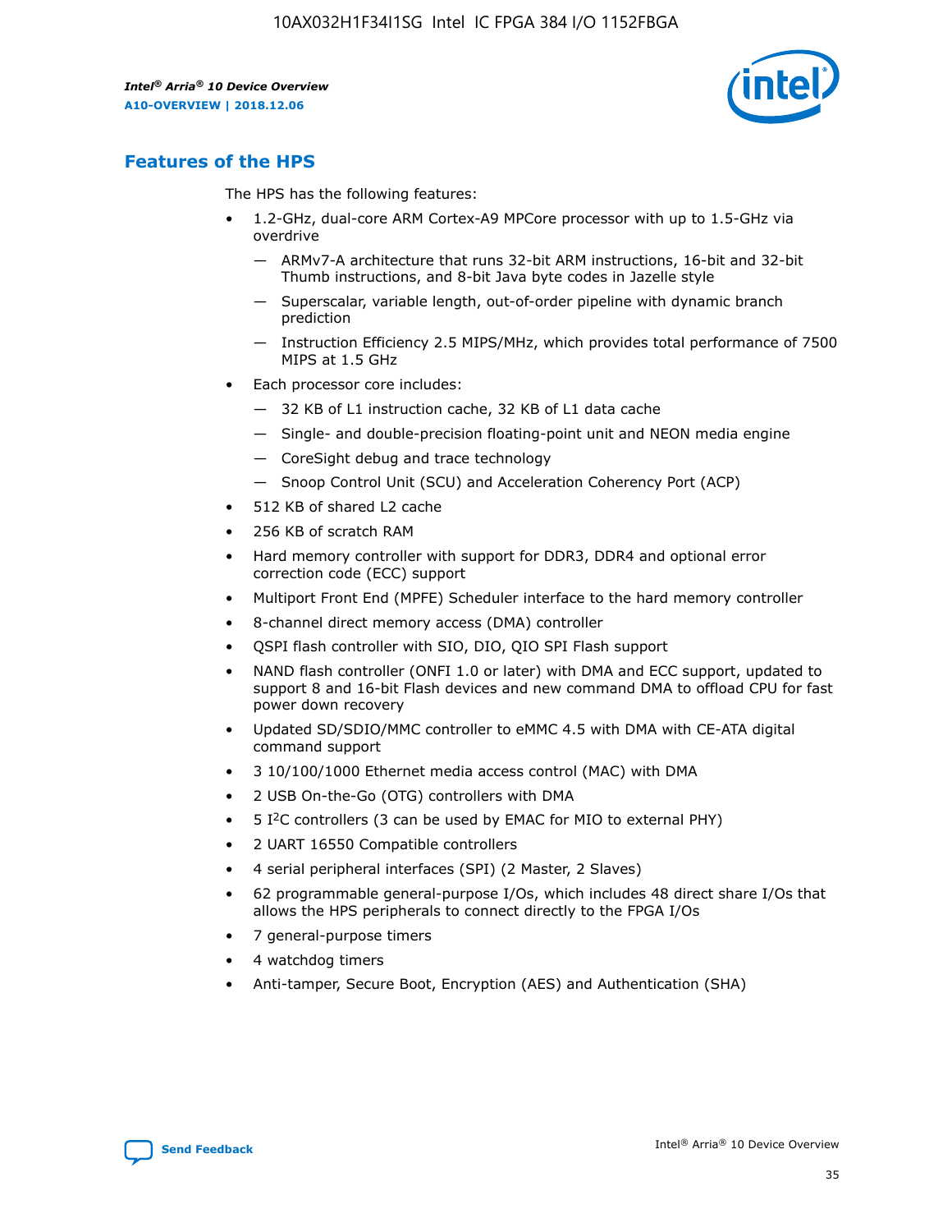## Features of the HPS

The HPS has the following features:

- 1.2-GHz, dual-core ARM Cortex-A9 MPCore processor with up to 1.5-GHz via overdrive
  - — ARMv7-A architecture that runs 32-bit ARM instructions, 16-bit and 32-bit Thumb instructions, and 8-bit Java byte codes in Jazelle style
  - — Superscalar, variable length, out-of-order pipeline with dynamic branch prediction
  - — Instruction Efficiency 2.5 MIPS/MHz, which provides total performance of 7500 MIPS at 1.5 GHz
- Each processor core includes:
  - — 32 KB of L1 instruction cache, 32 KB of L1 data cache
  - — Single- and double-precision floating-point unit and NEON media engine
  - — CoreSight debug and trace technology
  - — Snoop Control Unit (SCU) and Acceleration Coherency Port (ACP)
- 512 KB of shared L2 cache
- 256 KB of scratch RAM
- Hard memory controller with support for DDR3, DDR4 and optional error correction code (ECC) support
- Multiport Front End (MPFE) Scheduler interface to the hard memory controller
- 8-channel direct memory access (DMA) controller
- QSPI flash controller with SIO, DIO, QIO SPI Flash support
- NAND flash controller (ONFI 1.0 or later) with DMA and ECC support, updated to support 8 and 16-bit Flash devices and new command DMA to offload CPU for fast power down recovery
- Updated SD/SDIO/MMC controller to eMMC 4.5 with DMA with CE-ATA digital command support
- 3 10/100/1000 Ethernet media access control (MAC) with DMA
- 2 USB On-the-Go (OTG) controllers with DMA
- 5 I$^2$C controllers (3 can be used by EMAC for MIO to external PHY)
- 2 UART 16550 Compatible controllers
- 4 serial peripheral interfaces (SPI) (2 Master, 2 Slaves)
- 62 programmable general-purpose I/Os, which includes 48 direct share I/Os that allows the HPS peripherals to connect directly to the FPGA I/Os
- 7 general-purpose timers
- 4 watchdog timers
- Anti-tamper, Secure Boot, Encryption (AES) and Authentication (SHA)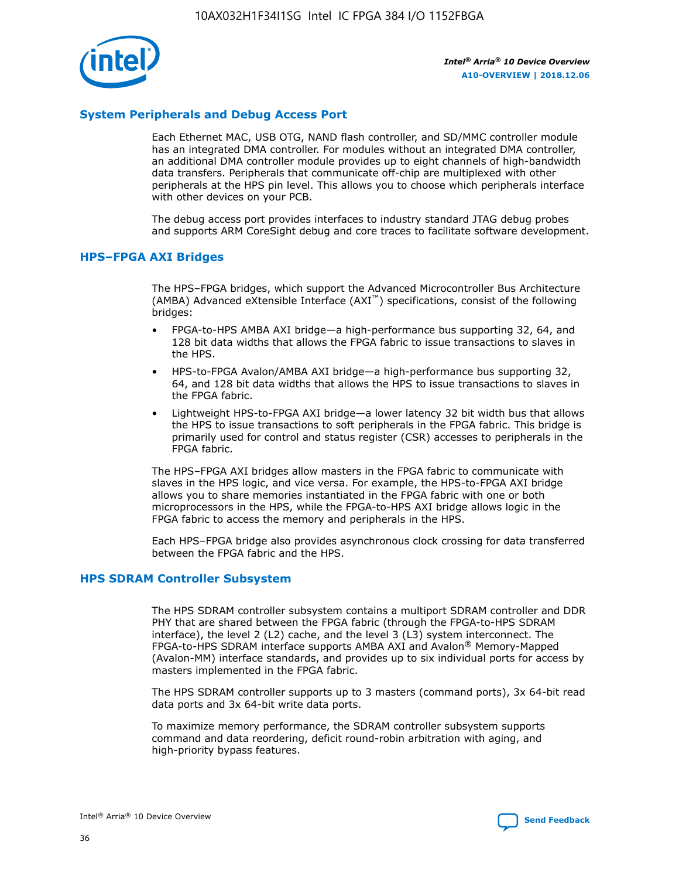## System Peripherals and Debug Access Port

Each Ethernet MAC, USB OTG, NAND flash controller, and SD/MMC controller module has an integrated DMA controller. For modules without an integrated DMA controller, an additional DMA controller module provides up to eight channels of high-bandwidth data transfers. Peripherals that communicate off-chip are multiplexed with other peripherals at the HPS pin level. This allows you to choose which peripherals interface with other devices on your PCB.

The debug access port provides interfaces to industry standard JTAG debug probes and supports ARM CoreSight debug and core traces to facilitate software development.

## HPS–FPGA AXI Bridges

The HPS–FPGA bridges, which support the Advanced Microcontroller Bus Architecture (AMBA) Advanced eXtensible Interface (AXI™) specifications, consist of the following bridges:

- FPGA-to-HPS AMBA AXI bridge—a high-performance bus supporting 32, 64, and 128 bit data widths that allows the FPGA fabric to issue transactions to slaves in the HPS.
- HPS-to-FPGA Avalon/AMBA AXI bridge—a high-performance bus supporting 32, 64, and 128 bit data widths that allows the HPS to issue transactions to slaves in the FPGA fabric.
- Lightweight HPS-to-FPGA AXI bridge—a lower latency 32 bit width bus that allows the HPS to issue transactions to soft peripherals in the FPGA fabric. This bridge is primarily used for control and status register (CSR) accesses to peripherals in the FPGA fabric.

The HPS–FPGA AXI bridges allow masters in the FPGA fabric to communicate with slaves in the HPS logic, and vice versa. For example, the HPS-to-FPGA AXI bridge allows you to share memories instantiated in the FPGA fabric with one or both microprocessors in the HPS, while the FPGA-to-HPS AXI bridge allows logic in the FPGA fabric to access the memory and peripherals in the HPS.

Each HPS–FPGA bridge also provides asynchronous clock crossing for data transferred between the FPGA fabric and the HPS.

## HPS SDRAM Controller Subsystem

The HPS SDRAM controller subsystem contains a multiport SDRAM controller and DDR PHY that are shared between the FPGA fabric (through the FPGA-to-HPS SDRAM interface), the level 2 (L2) cache, and the level 3 (L3) system interconnect. The FPGA-to-HPS SDRAM interface supports AMBA AXI and Avalon® Memory-Mapped (Avalon-MM) interface standards, and provides up to six individual ports for access by masters implemented in the FPGA fabric.

The HPS SDRAM controller supports up to 3 masters (command ports), 3x 64-bit read data ports and 3x 64-bit write data ports.

To maximize memory performance, the SDRAM controller subsystem supports command and data reordering, deficit round-robin arbitration with aging, and high-priority bypass features.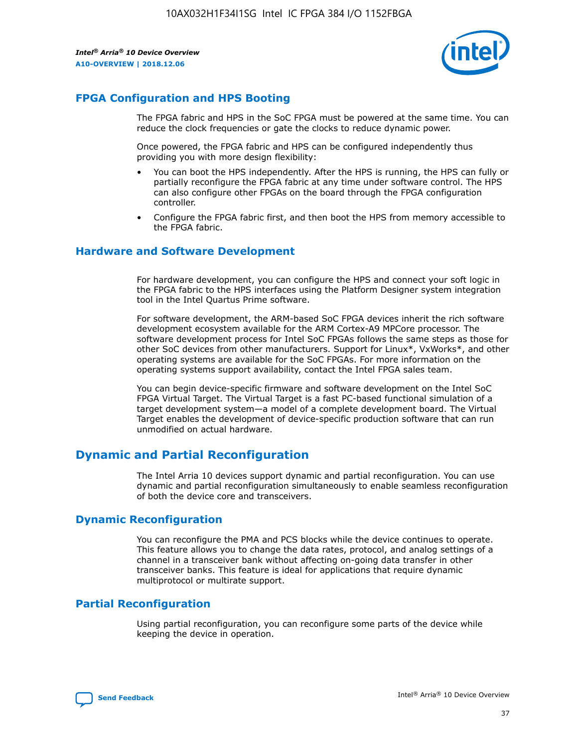## FPGA Configuration and HPS Booting

The FPGA fabric and HPS in the SoC FPGA must be powered at the same time. You can reduce the clock frequencies or gate the clocks to reduce dynamic power.

Once powered, the FPGA fabric and HPS can be configured independently thus providing you with more design flexibility:

- You can boot the HPS independently. After the HPS is running, the HPS can fully or partially reconfigure the FPGA fabric at any time under software control. The HPS can also configure other FPGAs on the board through the FPGA configuration controller.
- Configure the FPGA fabric first, and then boot the HPS from memory accessible to the FPGA fabric.

## Hardware and Software Development

For hardware development, you can configure the HPS and connect your soft logic in the FPGA fabric to the HPS interfaces using the Platform Designer system integration tool in the Intel Quartus Prime software.

For software development, the ARM-based SoC FPGA devices inherit the rich software development ecosystem available for the ARM Cortex-A9 MPCore processor. The software development process for Intel SoC FPGAs follows the same steps as those for other SoC devices from other manufacturers. Support for Linux*, VxWorks*, and other operating systems are available for the SoC FPGAs. For more information on the operating systems support availability, contact the Intel FPGA sales team.

You can begin device-specific firmware and software development on the Intel SoC FPGA Virtual Target. The Virtual Target is a fast PC-based functional simulation of a target development system—a model of a complete development board. The Virtual Target enables the development of device-specific production software that can run unmodified on actual hardware.

# Dynamic and Partial Reconfiguration

The Intel Arria 10 devices support dynamic and partial reconfiguration. You can use dynamic and partial reconfiguration simultaneously to enable seamless reconfiguration of both the device core and transceivers.

## Dynamic Reconfiguration

You can reconfigure the PMA and PCS blocks while the device continues to operate. This feature allows you to change the data rates, protocol, and analog settings of a channel in a transceiver bank without affecting on-going data transfer in other transceiver banks. This feature is ideal for applications that require dynamic multiprotocol or multirate support.

## Partial Reconfiguration

Using partial reconfiguration, you can reconfigure some parts of the device while keeping the device in operation.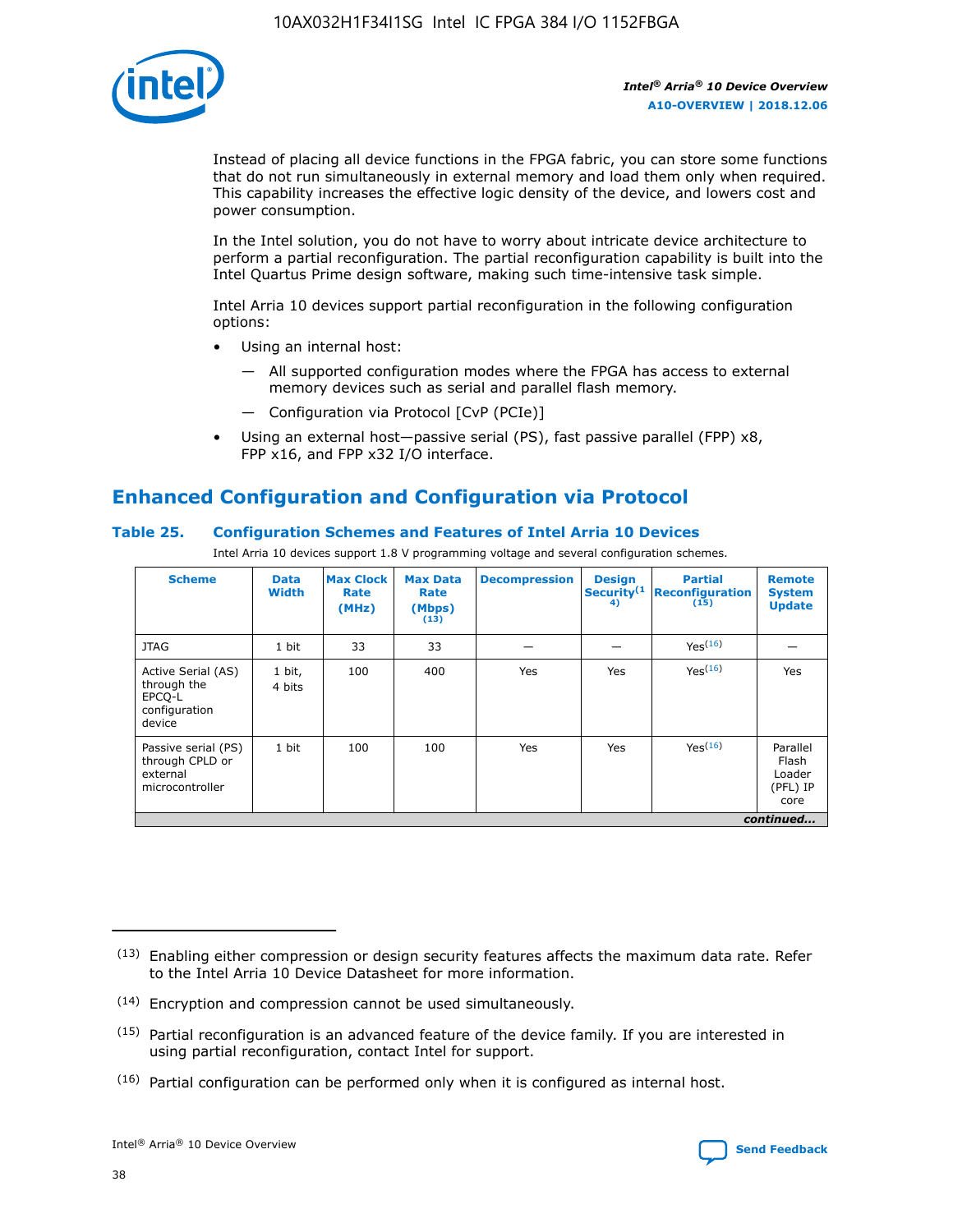Instead of placing all device functions in the FPGA fabric, you can store some functions that do not run simultaneously in external memory and load them only when required. This capability increases the effective logic density of the device, and lowers cost and power consumption.

In the Intel solution, you do not have to worry about intricate device architecture to perform a partial reconfiguration. The partial reconfiguration capability is built into the Intel Quartus Prime design software, making such time-intensive task simple.

Intel Arria 10 devices support partial reconfiguration in the following configuration options:

- Using an internal host:
  - — All supported configuration modes where the FPGA has access to external memory devices such as serial and parallel flash memory.
  - — Configuration via Protocol [CvP (PCIe)]
- Using an external host—passive serial (PS), fast passive parallel (FPP) x8, FPP x16, and FPP x32 I/O interface.

## Enhanced Configuration and Configuration via Protocol

### Table 25. Configuration Schemes and Features of Intel Arria 10 Devices

Intel Arria 10 devices support 1.8 V programming voltage and several configuration schemes.

| Scheme | Data Width | Max Clock Rate (MHz) | Max Data Rate (Mbps) (13) | Decompression | Design Security(14) | Partial Reconfiguration (15) | Remote System Update |
|---|---|---|---|---|---|---|---|
| JTAG | 1 bit | 33 | 33 | — | — | Yes(16) | — |
| Active Serial (AS) through the EPCQ-L configuration device | 1 bit, 4 bits | 100 | 400 | Yes | Yes | Yes(16) | Yes |
| Passive serial (PS) through CPLD or external microcontroller | 1 bit | 100 | 100 | Yes | Yes | Yes(16) | Parallel Flash Loader (PFL) IP core |

*continued...*

(13) Enabling either compression or design security features affects the maximum data rate. Refer to the Intel Arria 10 Device Datasheet for more information.

(14) Encryption and compression cannot be used simultaneously.

(15) Partial reconfiguration is an advanced feature of the device family. If you are interested in using partial reconfiguration, contact Intel for support.

(16) Partial configuration can be performed only when it is configured as internal host.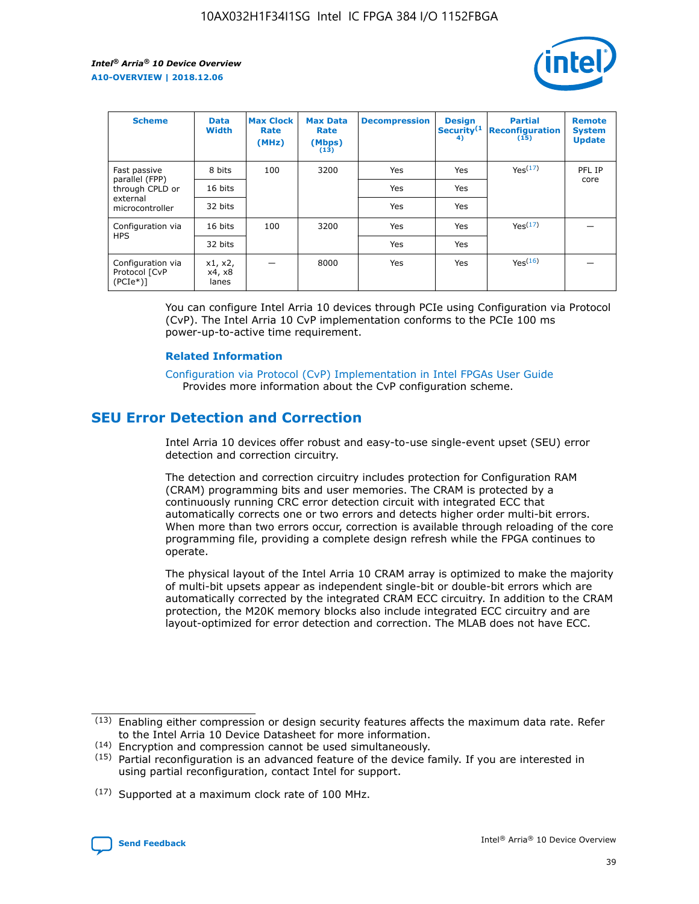| Scheme | Data Width | Max Clock Rate (MHz) | Max Data Rate (Mbps) (13) | Decompression | Design Security(14) | Partial Reconfiguration (15) | Remote System Update |
|---|---|---|---|---|---|---|---|
| Fast passive parallel (FPP) through CPLD or external microcontroller | 8 bits | 100 | 3200 | Yes | Yes | Yes(17) | PFL IP core |
| | 16 bits | | | Yes | Yes | | |
| | 32 bits | | | Yes | Yes | | |
| Configuration via HPS | 16 bits | 100 | 3200 | Yes | Yes | Yes(17) | — |
| | 32 bits | | | Yes | Yes | | |
| Configuration via Protocol [CvP (PCIe*)] | x1, x2, x4, x8 lanes | — | 8000 | Yes | Yes | Yes(16) | — |

You can configure Intel Arria 10 devices through PCIe using Configuration via Protocol (CvP). The Intel Arria 10 CvP implementation conforms to the PCIe 100 ms power-up-to-active time requirement.

### Related Information

Configuration via Protocol (CvP) Implementation in Intel FPGAs User Guide
Provides more information about the CvP configuration scheme.

## SEU Error Detection and Correction

Intel Arria 10 devices offer robust and easy-to-use single-event upset (SEU) error detection and correction circuitry.

The detection and correction circuitry includes protection for Configuration RAM (CRAM) programming bits and user memories. The CRAM is protected by a continuously running CRC error detection circuit with integrated ECC that automatically corrects one or two errors and detects higher order multi-bit errors. When more than two errors occur, correction is available through reloading of the core programming file, providing a complete design refresh while the FPGA continues to operate.

The physical layout of the Intel Arria 10 CRAM array is optimized to make the majority of multi-bit upsets appear as independent single-bit or double-bit errors which are automatically corrected by the integrated CRAM ECC circuitry. In addition to the CRAM protection, the M20K memory blocks also include integrated ECC circuitry and are layout-optimized for error detection and correction. The MLAB does not have ECC.

(13) Enabling either compression or design security features affects the maximum data rate. Refer to the Intel Arria 10 Device Datasheet for more information.

(14) Encryption and compression cannot be used simultaneously.

(15) Partial reconfiguration is an advanced feature of the device family. If you are interested in using partial reconfiguration, contact Intel for support.

(17) Supported at a maximum clock rate of 100 MHz.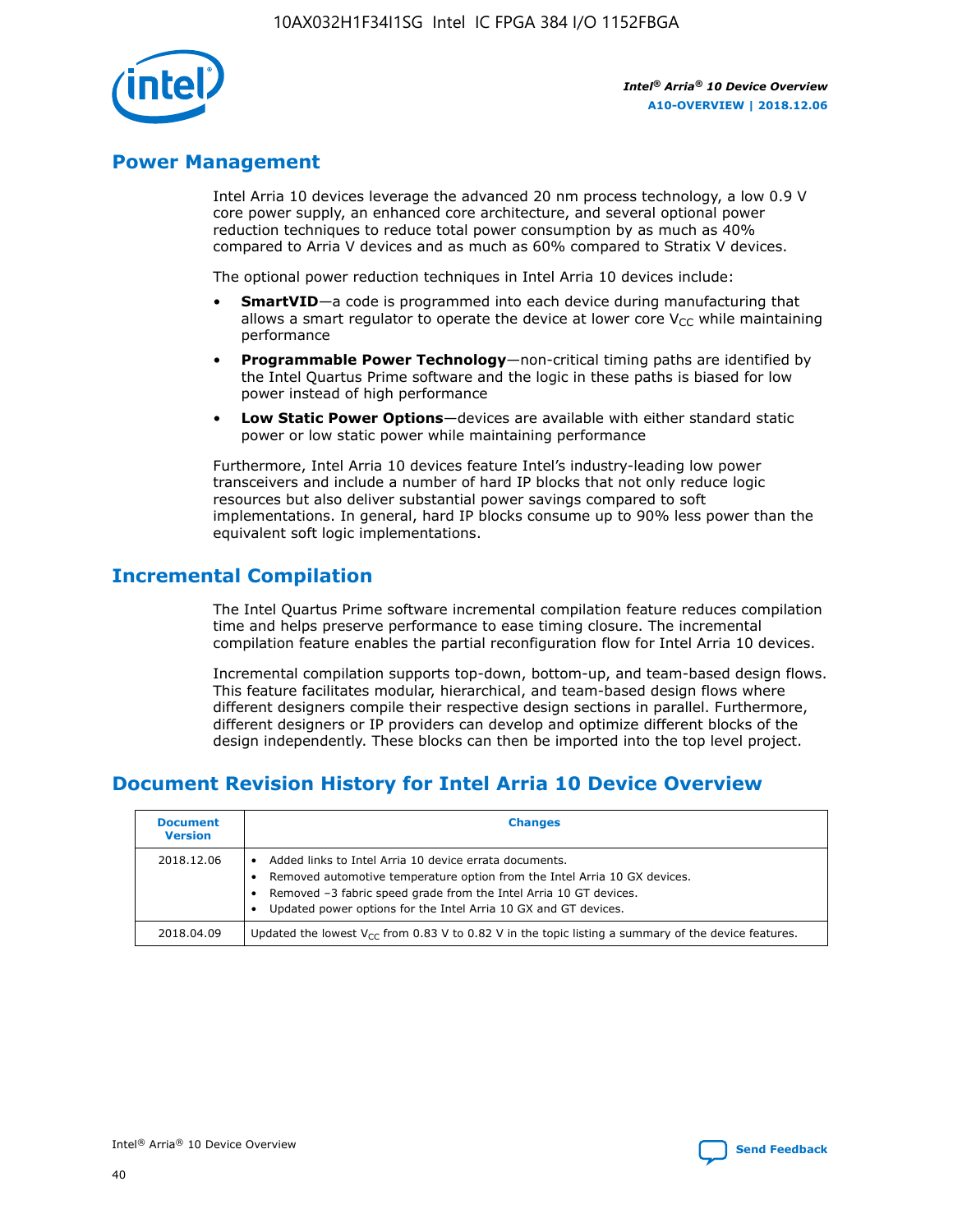## Power Management

Intel Arria 10 devices leverage the advanced 20 nm process technology, a low 0.9 V core power supply, an enhanced core architecture, and several optional power reduction techniques to reduce total power consumption by as much as 40% compared to Arria V devices and as much as 60% compared to Stratix V devices.

The optional power reduction techniques in Intel Arria 10 devices include:

- **SmartVID**—a code is programmed into each device during manufacturing that allows a smart regulator to operate the device at lower core $V_{CC}$ while maintaining performance
- **Programmable Power Technology**—non-critical timing paths are identified by the Intel Quartus Prime software and the logic in these paths is biased for low power instead of high performance
- **Low Static Power Options**—devices are available with either standard static power or low static power while maintaining performance

Furthermore, Intel Arria 10 devices feature Intel's industry-leading low power transceivers and include a number of hard IP blocks that not only reduce logic resources but also deliver substantial power savings compared to soft implementations. In general, hard IP blocks consume up to 90% less power than the equivalent soft logic implementations.

## Incremental Compilation

The Intel Quartus Prime software incremental compilation feature reduces compilation time and helps preserve performance to ease timing closure. The incremental compilation feature enables the partial reconfiguration flow for Intel Arria 10 devices.

Incremental compilation supports top-down, bottom-up, and team-based design flows. This feature facilitates modular, hierarchical, and team-based design flows where different designers compile their respective design sections in parallel. Furthermore, different designers or IP providers can develop and optimize different blocks of the design independently. These blocks can then be imported into the top level project.

## Document Revision History for Intel Arria 10 Device Overview

| Document Version | Changes |
|---|---|
| 2018.12.06 | • Added links to Intel Arria 10 device errata documents.<br>• Removed automotive temperature option from the Intel Arria 10 GX devices.<br>• Removed –3 fabric speed grade from the Intel Arria 10 GT devices.<br>• Updated power options for the Intel Arria 10 GX and GT devices. |
| 2018.04.09 | Updated the lowest $V_{CC}$ from 0.83 V to 0.82 V in the topic listing a summary of the device features. |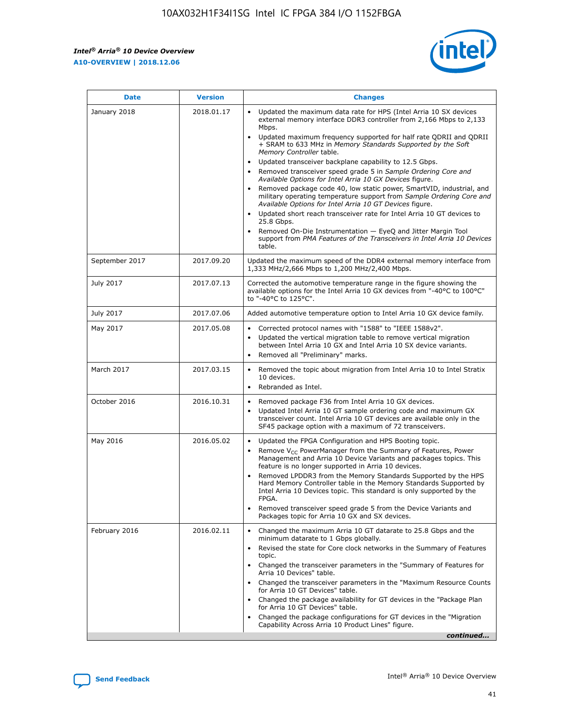| Date | Version | Changes |
| --- | --- | --- |
| January 2018 | 2018.01.17 | • Updated the maximum data rate for HPS (Intel Arria 10 SX devices external memory interface DDR3 controller from 2,166 Mbps to 2,133 Mbps.<br>• Updated maximum frequency supported for half rate QDRII and QDRII + SRAM to 633 MHz in *Memory Standards Supported by the Soft Memory Controller* table.<br>• Updated transceiver backplane capability to 12.5 Gbps.<br>• Removed transceiver speed grade 5 in *Sample Ordering Core and Available Options for Intel Arria 10 GX Devices* figure.<br>• Removed package code 40, low static power, SmartVID, industrial, and military operating temperature support from *Sample Ordering Core and Available Options for Intel Arria 10 GT Devices* figure.<br>• Updated short reach transceiver rate for Intel Arria 10 GT devices to 25.8 Gbps.<br>• Removed On-Die Instrumentation — EyeQ and Jitter Margin Tool support from *PMA Features of the Transceivers in Intel Arria 10 Devices* table. |
| September 2017 | 2017.09.20 | Updated the maximum speed of the DDR4 external memory interface from 1,333 MHz/2,666 Mbps to 1,200 MHz/2,400 Mbps. |
| July 2017 | 2017.07.13 | Corrected the automotive temperature range in the figure showing the available options for the Intel Arria 10 GX devices from "-40°C to 100°C" to "-40°C to 125°C". |
| July 2017 | 2017.07.06 | Added automotive temperature option to Intel Arria 10 GX device family. |
| May 2017 | 2017.05.08 | • Corrected protocol names with "1588" to "IEEE 1588v2".<br>• Updated the vertical migration table to remove vertical migration between Intel Arria 10 GX and Intel Arria 10 SX device variants.<br>• Removed all "Preliminary" marks. |
| March 2017 | 2017.03.15 | • Removed the topic about migration from Intel Arria 10 to Intel Stratix 10 devices.<br>• Rebranded as Intel. |
| October 2016 | 2016.10.31 | • Removed package F36 from Intel Arria 10 GX devices.<br>• Updated Intel Arria 10 GT sample ordering code and maximum GX transceiver count. Intel Arria 10 GT devices are available only in the SF45 package option with a maximum of 72 transceivers. |
| May 2016 | 2016.05.02 | • Updated the FPGA Configuration and HPS Booting topic.<br>• Remove $V_{CC}$ PowerManager from the Summary of Features, Power Management and Arria 10 Device Variants and packages topics. This feature is no longer supported in Arria 10 devices.<br>• Removed LPDDR3 from the Memory Standards Supported by the HPS Hard Memory Controller table in the Memory Standards Supported by Intel Arria 10 Devices topic. This standard is only supported by the FPGA.<br>• Removed transceiver speed grade 5 from the Device Variants and Packages topic for Arria 10 GX and SX devices. |
| February 2016 | 2016.02.11 | • Changed the maximum Arria 10 GT datarate to 25.8 Gbps and the minimum datarate to 1 Gbps globally.<br>• Revised the state for Core clock networks in the Summary of Features topic.<br>• Changed the transceiver parameters in the "Summary of Features for Arria 10 Devices" table.<br>• Changed the transceiver parameters in the "Maximum Resource Counts for Arria 10 GT Devices" table.<br>• Changed the package availability for GT devices in the "Package Plan for Arria 10 GT Devices" table.<br>• Changed the package configurations for GT devices in the "Migration Capability Across Arria 10 Product Lines" figure. |

*continued...*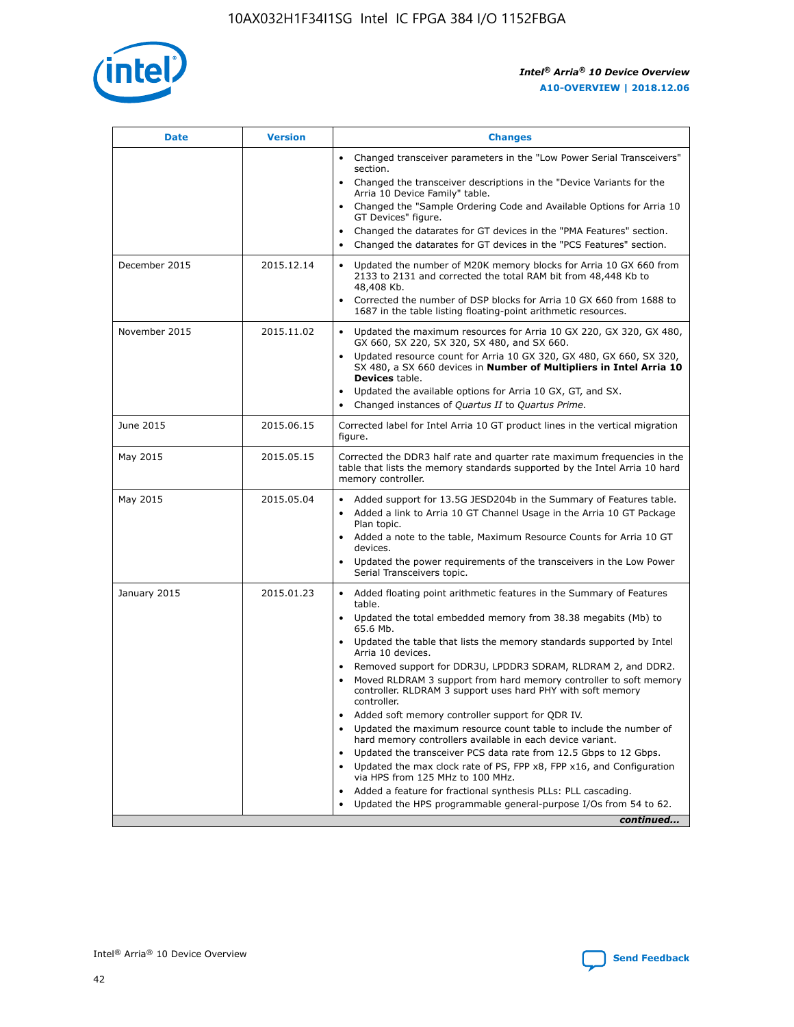| Date | Version | Changes |
| --- | --- | --- |
| | | • Changed transceiver parameters in the "Low Power Serial Transceivers" section.<br>• Changed the transceiver descriptions in the "Device Variants for the Arria 10 Device Family" table.<br>• Changed the "Sample Ordering Code and Available Options for Arria 10 GT Devices" figure.<br>• Changed the datarates for GT devices in the "PMA Features" section.<br>• Changed the datarates for GT devices in the "PCS Features" section. |
| December 2015 | 2015.12.14 | • Updated the number of M20K memory blocks for Arria 10 GX 660 from 2133 to 2131 and corrected the total RAM bit from 48,448 Kb to 48,408 Kb.<br>• Corrected the number of DSP blocks for Arria 10 GX 660 from 1688 to 1687 in the table listing floating-point arithmetic resources. |
| November 2015 | 2015.11.02 | • Updated the maximum resources for Arria 10 GX 220, GX 320, GX 480, GX 660, SX 220, SX 320, SX 480, and SX 660.<br>• Updated resource count for Arria 10 GX 320, GX 480, GX 660, SX 320, SX 480, a SX 660 devices in **Number of Multipliers in Intel Arria 10 Devices** table.<br>• Updated the available options for Arria 10 GX, GT, and SX.<br>• Changed instances of *Quartus II* to *Quartus Prime*. |
| June 2015 | 2015.06.15 | Corrected label for Intel Arria 10 GT product lines in the vertical migration figure. |
| May 2015 | 2015.05.15 | Corrected the DDR3 half rate and quarter rate maximum frequencies in the table that lists the memory standards supported by the Intel Arria 10 hard memory controller. |
| May 2015 | 2015.05.04 | • Added support for 13.5G JESD204b in the Summary of Features table.<br>• Added a link to Arria 10 GT Channel Usage in the Arria 10 GT Package Plan topic.<br>• Added a note to the table, Maximum Resource Counts for Arria 10 GT devices.<br>• Updated the power requirements of the transceivers in the Low Power Serial Transceivers topic. |
| January 2015 | 2015.01.23 | • Added floating point arithmetic features in the Summary of Features table.<br>• Updated the total embedded memory from 38.38 megabits (Mb) to 65.6 Mb.<br>• Updated the table that lists the memory standards supported by Intel Arria 10 devices.<br>• Removed support for DDR3U, LPDDR3 SDRAM, RLDRAM 2, and DDR2.<br>• Moved RLDRAM 3 support from hard memory controller to soft memory controller. RLDRAM 3 support uses hard PHY with soft memory controller.<br>• Added soft memory controller support for QDR IV.<br>• Updated the maximum resource count table to include the number of hard memory controllers available in each device variant.<br>• Updated the transceiver PCS data rate from 12.5 Gbps to 12 Gbps.<br>• Updated the max clock rate of PS, FPP x8, FPP x16, and Configuration via HPS from 125 MHz to 100 MHz.<br>• Added a feature for fractional synthesis PLLs: PLL cascading.<br>• Updated the HPS programmable general-purpose I/Os from 54 to 62. |

*continued...*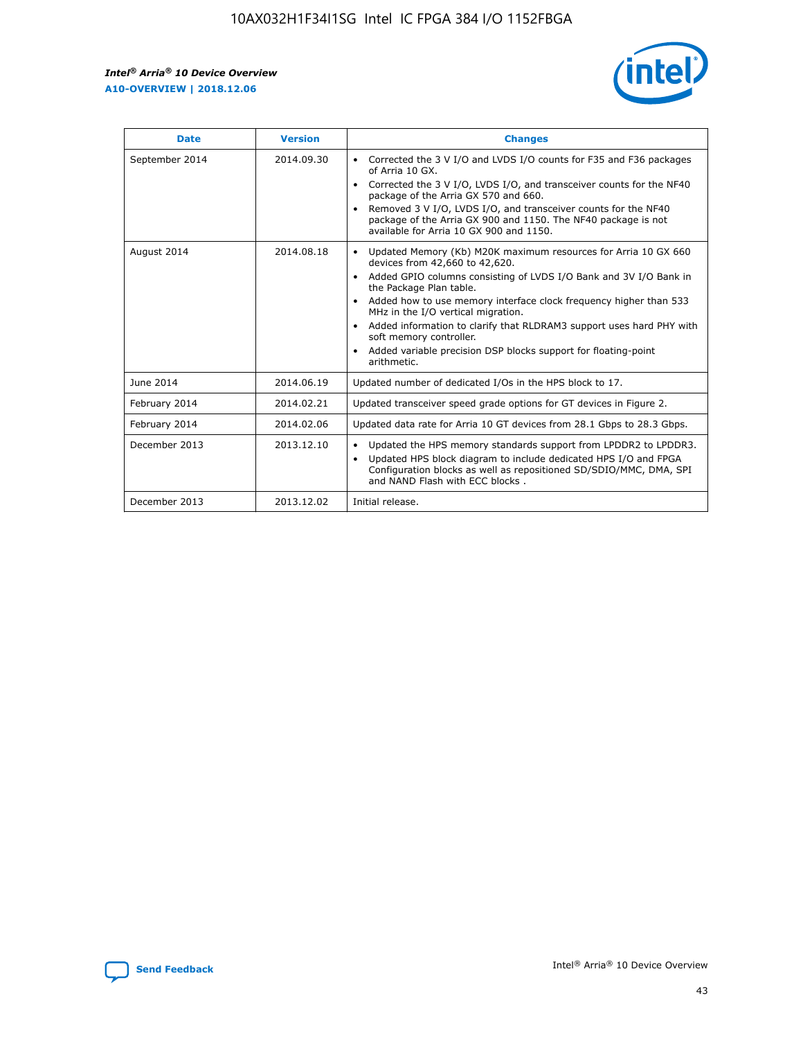| Date | Version | Changes |
| --- | --- | --- |
| September 2014 | 2014.09.30 | • Corrected the 3 V I/O and LVDS I/O counts for F35 and F36 packages of Arria 10 GX.<br>• Corrected the 3 V I/O, LVDS I/O, and transceiver counts for the NF40 package of the Arria GX 570 and 660.<br>• Removed 3 V I/O, LVDS I/O, and transceiver counts for the NF40 package of the Arria GX 900 and 1150. The NF40 package is not available for Arria 10 GX 900 and 1150. |
| August 2014 | 2014.08.18 | • Updated Memory (Kb) M20K maximum resources for Arria 10 GX 660 devices from 42,660 to 42,620.<br>• Added GPIO columns consisting of LVDS I/O Bank and 3V I/O Bank in the Package Plan table.<br>• Added how to use memory interface clock frequency higher than 533 MHz in the I/O vertical migration.<br>• Added information to clarify that RLDRAM3 support uses hard PHY with soft memory controller.<br>• Added variable precision DSP blocks support for floating-point arithmetic. |
| June 2014 | 2014.06.19 | Updated number of dedicated I/Os in the HPS block to 17. |
| February 2014 | 2014.02.21 | Updated transceiver speed grade options for GT devices in Figure 2. |
| February 2014 | 2014.02.06 | Updated data rate for Arria 10 GT devices from 28.1 Gbps to 28.3 Gbps. |
| December 2013 | 2013.12.10 | • Updated the HPS memory standards support from LPDDR2 to LPDDR3.<br>• Updated HPS block diagram to include dedicated HPS I/O and FPGA Configuration blocks as well as repositioned SD/SDIO/MMC, DMA, SPI and NAND Flash with ECC blocks . |
| December 2013 | 2013.12.02 | Initial release. |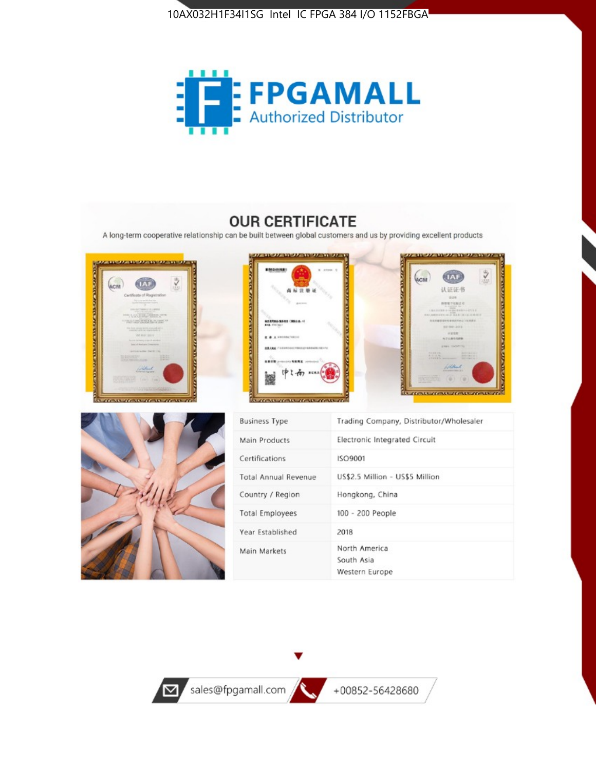FPGAMALL

Authorized Distributor

## OUR CERTIFICATE

A long-term cooperative relationship can be built between global customers and us by providing excellent products

| | |
|---|---|
| Business Type | Trading Company, Distributor/Wholesaler |
| Main Products | Electronic Integrated Circuit |
| Certifications | ISO9001 |
| Total Annual Revenue | US$2.5 Million - US$5 Million |
| Country / Region | Hongkong, China |
| Total Employees | 100 - 200 People |
| Year Established | 2018 |
| Main Markets | North America<br>South Asia<br>Western Europe |

sales@fpgamall.com

+00852-56428680